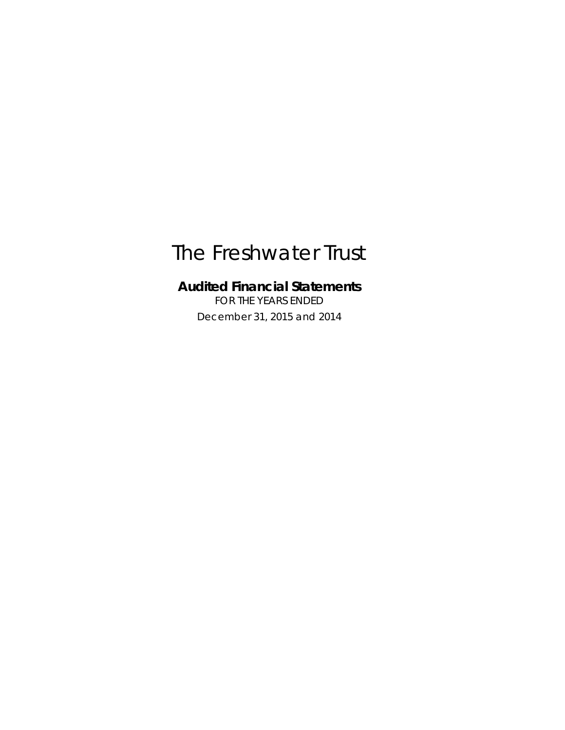# The Freshwater Trust

**Audited Financial Statements**

FOR THE YEARS ENDED

December 31, 2015 and 2014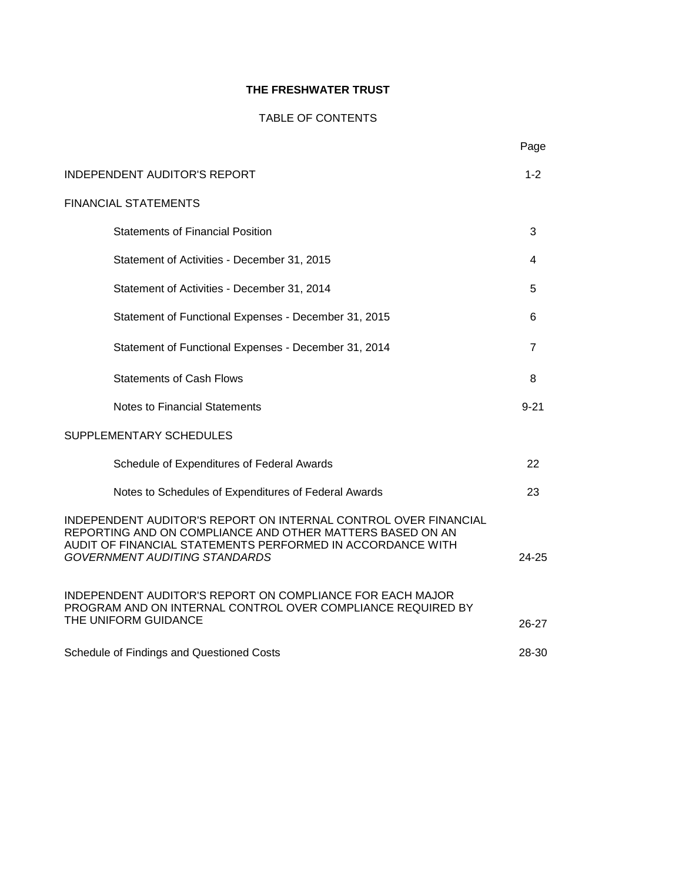# THE FRESHWATER TRUST

## TABLE OF CONTENTS

| | Page |
|---|---|
| INDEPENDENT AUDITOR'S REPORT | 1-2 |
| FINANCIAL STATEMENTS | |
| Statements of Financial Position | 3 |
| Statement of Activities - December 31, 2015 | 4 |
| Statement of Activities - December 31, 2014 | 5 |
| Statement of Functional Expenses - December 31, 2015 | 6 |
| Statement of Functional Expenses - December 31, 2014 | 7 |
| Statements of Cash Flows | 8 |
| Notes to Financial Statements | 9-21 |
| SUPPLEMENTARY SCHEDULES | |
| Schedule of Expenditures of Federal Awards | 22 |
| Notes to Schedules of Expenditures of Federal Awards | 23 |
| INDEPENDENT AUDITOR'S REPORT ON INTERNAL CONTROL OVER FINANCIAL REPORTING AND ON COMPLIANCE AND OTHER MATTERS BASED ON AN AUDIT OF FINANCIAL STATEMENTS PERFORMED IN ACCORDANCE WITH *GOVERNMENT AUDITING STANDARDS* | 24-25 |
| INDEPENDENT AUDITOR'S REPORT ON COMPLIANCE FOR EACH MAJOR PROGRAM AND ON INTERNAL CONTROL OVER COMPLIANCE REQUIRED BY THE UNIFORM GUIDANCE | 26-27 |
| Schedule of Findings and Questioned Costs | 28-30 |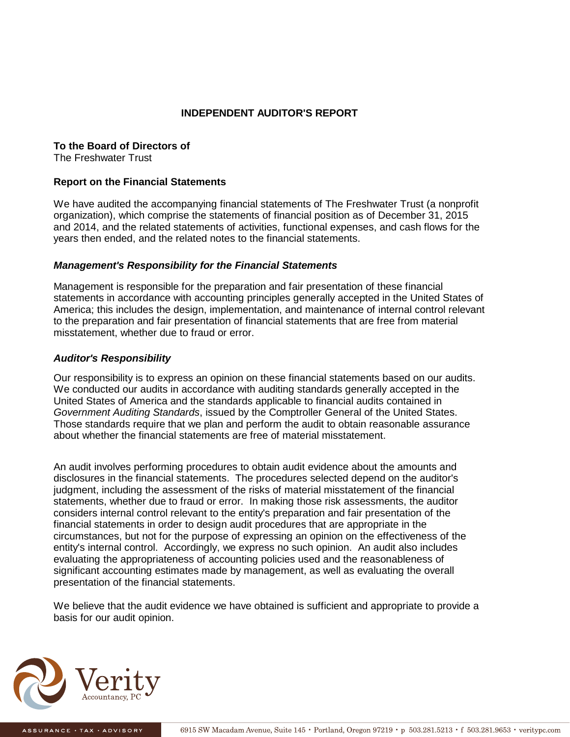# INDEPENDENT AUDITOR'S REPORT

**To the Board of Directors of**
The Freshwater Trust

## Report on the Financial Statements

We have audited the accompanying financial statements of The Freshwater Trust (a nonprofit organization), which comprise the statements of financial position as of December 31, 2015 and 2014, and the related statements of activities, functional expenses, and cash flows for the years then ended, and the related notes to the financial statements.

### *Management's Responsibility for the Financial Statements*

Management is responsible for the preparation and fair presentation of these financial statements in accordance with accounting principles generally accepted in the United States of America; this includes the design, implementation, and maintenance of internal control relevant to the preparation and fair presentation of financial statements that are free from material misstatement, whether due to fraud or error.

### *Auditor's Responsibility*

Our responsibility is to express an opinion on these financial statements based on our audits. We conducted our audits in accordance with auditing standards generally accepted in the United States of America and the standards applicable to financial audits contained in *Government Auditing Standards*, issued by the Comptroller General of the United States. Those standards require that we plan and perform the audit to obtain reasonable assurance about whether the financial statements are free of material misstatement.

An audit involves performing procedures to obtain audit evidence about the amounts and disclosures in the financial statements. The procedures selected depend on the auditor's judgment, including the assessment of the risks of material misstatement of the financial statements, whether due to fraud or error. In making those risk assessments, the auditor considers internal control relevant to the entity's preparation and fair presentation of the financial statements in order to design audit procedures that are appropriate in the circumstances, but not for the purpose of expressing an opinion on the effectiveness of the entity's internal control. Accordingly, we express no such opinion. An audit also includes evaluating the appropriateness of accounting policies used and the reasonableness of significant accounting estimates made by management, as well as evaluating the overall presentation of the financial statements.

We believe that the audit evidence we have obtained is sufficient and appropriate to provide a basis for our audit opinion.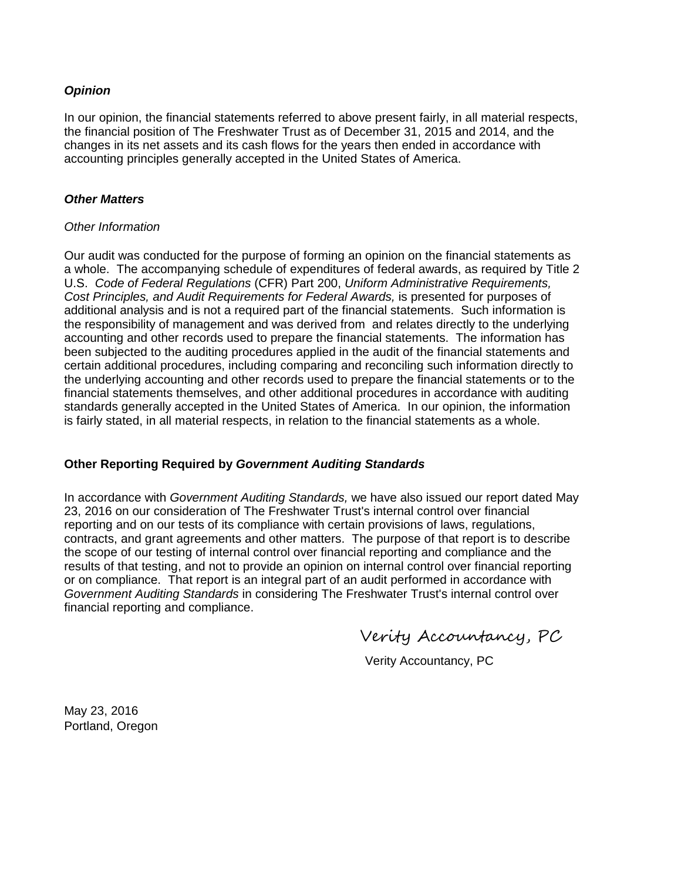### *Opinion*

In our opinion, the financial statements referred to above present fairly, in all material respects, the financial position of The Freshwater Trust as of December 31, 2015 and 2014, and the changes in its net assets and its cash flows for the years then ended in accordance with accounting principles generally accepted in the United States of America.

### *Other Matters*

*Other Information*

Our audit was conducted for the purpose of forming an opinion on the financial statements as a whole. The accompanying schedule of expenditures of federal awards, as required by Title 2 U.S. *Code of Federal Regulations* (CFR) Part 200, *Uniform Administrative Requirements, Cost Principles, and Audit Requirements for Federal Awards,* is presented for purposes of additional analysis and is not a required part of the financial statements. Such information is the responsibility of management and was derived from and relates directly to the underlying accounting and other records used to prepare the financial statements. The information has been subjected to the auditing procedures applied in the audit of the financial statements and certain additional procedures, including comparing and reconciling such information directly to the underlying accounting and other records used to prepare the financial statements or to the financial statements themselves, and other additional procedures in accordance with auditing standards generally accepted in the United States of America. In our opinion, the information is fairly stated, in all material respects, in relation to the financial statements as a whole.

### Other Reporting Required by *Government Auditing Standards*

In accordance with *Government Auditing Standards,* we have also issued our report dated May 23, 2016 on our consideration of The Freshwater Trust's internal control over financial reporting and on our tests of its compliance with certain provisions of laws, regulations, contracts, and grant agreements and other matters. The purpose of that report is to describe the scope of our testing of internal control over financial reporting and compliance and the results of that testing, and not to provide an opinion on internal control over financial reporting or on compliance. That report is an integral part of an audit performed in accordance with *Government Auditing Standards* in considering The Freshwater Trust's internal control over financial reporting and compliance.

Verity Accountancy, PC

Verity Accountancy, PC

May 23, 2016
Portland, Oregon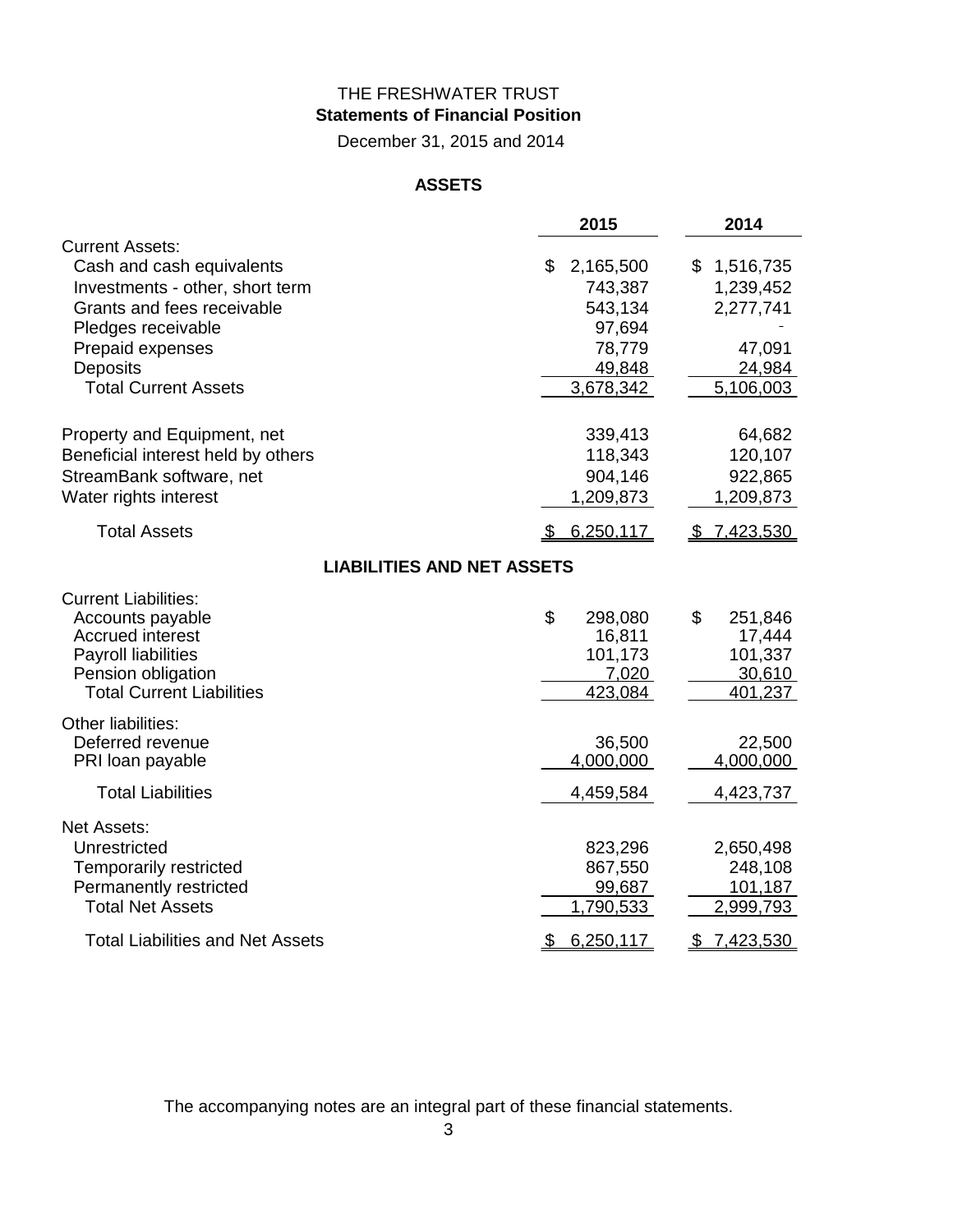THE FRESHWATER TRUST

**Statements of Financial Position**

December 31, 2015 and 2014

**ASSETS**

| | 2015 | 2014 |
|---|---|---|
| Current Assets: | | |
| Cash and cash equivalents | $ 2,165,500 | $ 1,516,735 |
| Investments - other, short term | 743,387 | 1,239,452 |
| Grants and fees receivable | 543,134 | 2,277,741 |
| Pledges receivable | 97,694 | - |
| Prepaid expenses | 78,779 | 47,091 |
| Deposits | 49,848 | 24,984 |
| Total Current Assets | 3,678,342 | 5,106,003 |
| Property and Equipment, net | 339,413 | 64,682 |
| Beneficial interest held by others | 118,343 | 120,107 |
| StreamBank software, net | 904,146 | 922,865 |
| Water rights interest | 1,209,873 | 1,209,873 |
| Total Assets | $ 6,250,117 | $ 7,423,530 |

**LIABILITIES AND NET ASSETS**

| | 2015 | 2014 |
|---|---|---|
| Current Liabilities: | | |
| Accounts payable | $ 298,080 | $ 251,846 |
| Accrued interest | 16,811 | 17,444 |
| Payroll liabilities | 101,173 | 101,337 |
| Pension obligation | 7,020 | 30,610 |
| Total Current Liabilities | 423,084 | 401,237 |
| Other liabilities: | | |
| Deferred revenue | 36,500 | 22,500 |
| PRI loan payable | 4,000,000 | 4,000,000 |
| Total Liabilities | 4,459,584 | 4,423,737 |
| Net Assets: | | |
| Unrestricted | 823,296 | 2,650,498 |
| Temporarily restricted | 867,550 | 248,108 |
| Permanently restricted | 99,687 | 101,187 |
| Total Net Assets | 1,790,533 | 2,999,793 |
| Total Liabilities and Net Assets | $ 6,250,117 | $ 7,423,530 |

The accompanying notes are an integral part of these financial statements.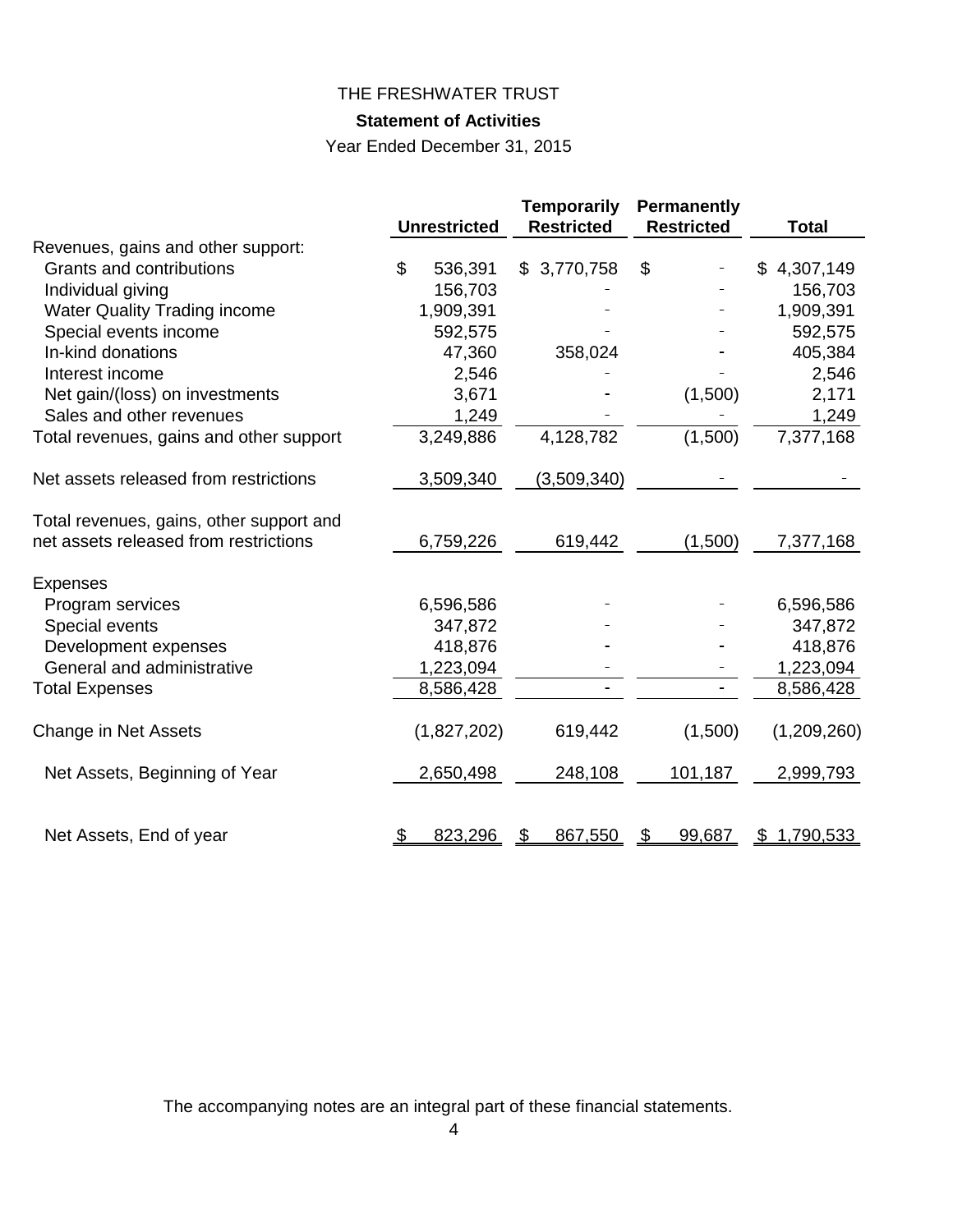# THE FRESHWATER TRUST

## Statement of Activities

Year Ended December 31, 2015

| | Unrestricted | Temporarily Restricted | Permanently Restricted | Total |
|---|---|---|---|---|
| Revenues, gains and other support: | | | | |
| Grants and contributions | $ 536,391 | $ 3,770,758 | $ - | $ 4,307,149 |
| Individual giving | 156,703 | - | - | 156,703 |
| Water Quality Trading income | 1,909,391 | - | - | 1,909,391 |
| Special events income | 592,575 | - | - | 592,575 |
| In-kind donations | 47,360 | 358,024 | - | 405,384 |
| Interest income | 2,546 | - | - | 2,546 |
| Net gain/(loss) on investments | 3,671 | - | (1,500) | 2,171 |
| Sales and other revenues | 1,249 | - | - | 1,249 |
| Total revenues, gains and other support | 3,249,886 | 4,128,782 | (1,500) | 7,377,168 |
| Net assets released from restrictions | 3,509,340 | (3,509,340) | - | - |
| Total revenues, gains, other support and net assets released from restrictions | 6,759,226 | 619,442 | (1,500) | 7,377,168 |
| Expenses | | | | |
| Program services | 6,596,586 | - | - | 6,596,586 |
| Special events | 347,872 | - | - | 347,872 |
| Development expenses | 418,876 | - | - | 418,876 |
| General and administrative | 1,223,094 | - | - | 1,223,094 |
| Total Expenses | 8,586,428 | - | - | 8,586,428 |
| Change in Net Assets | (1,827,202) | 619,442 | (1,500) | (1,209,260) |
| Net Assets, Beginning of Year | 2,650,498 | 248,108 | 101,187 | 2,999,793 |
| Net Assets, End of year | $ 823,296 | $ 867,550 | $ 99,687 | $ 1,790,533 |

The accompanying notes are an integral part of these financial statements.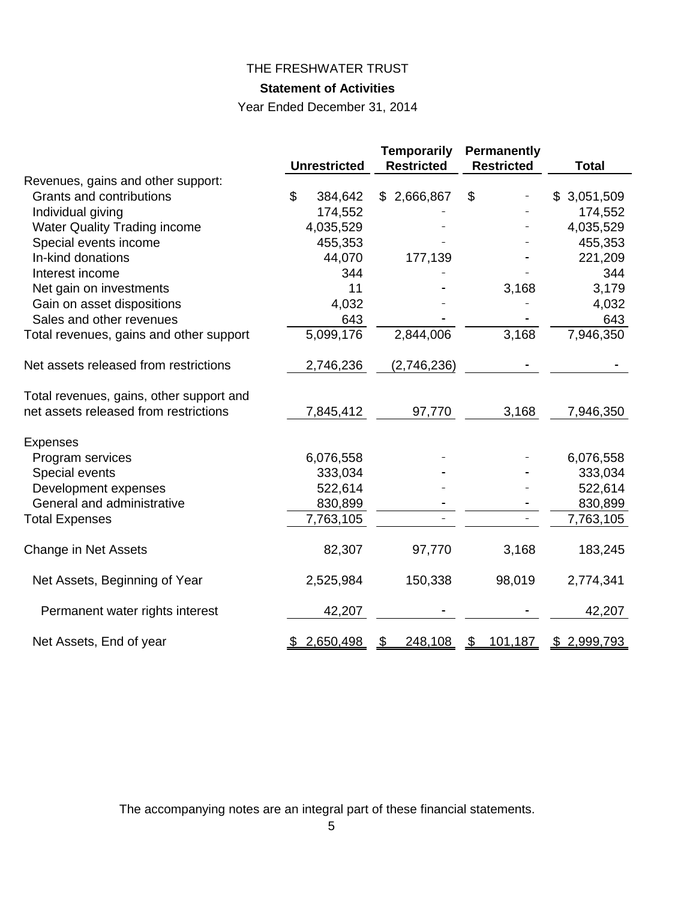THE FRESHWATER TRUST

**Statement of Activities**

Year Ended December 31, 2014

| | Unrestricted | Temporarily Restricted | Permanently Restricted | Total |
|---|---|---|---|---|
| Revenues, gains and other support: | | | | |
| Grants and contributions | $ 384,642 | $ 2,666,867 | $ - | $ 3,051,509 |
| Individual giving | 174,552 | - | - | 174,552 |
| Water Quality Trading income | 4,035,529 | - | - | 4,035,529 |
| Special events income | 455,353 | - | - | 455,353 |
| In-kind donations | 44,070 | 177,139 | - | 221,209 |
| Interest income | 344 | - | - | 344 |
| Net gain on investments | 11 | - | 3,168 | 3,179 |
| Gain on asset dispositions | 4,032 | - | - | 4,032 |
| Sales and other revenues | 643 | - | - | 643 |
| Total revenues, gains and other support | 5,099,176 | 2,844,006 | 3,168 | 7,946,350 |
| Net assets released from restrictions | 2,746,236 | (2,746,236) | - | - |
| Total revenues, gains, other support and net assets released from restrictions | 7,845,412 | 97,770 | 3,168 | 7,946,350 |
| Expenses | | | | |
| Program services | 6,076,558 | - | - | 6,076,558 |
| Special events | 333,034 | - | - | 333,034 |
| Development expenses | 522,614 | - | - | 522,614 |
| General and administrative | 830,899 | - | - | 830,899 |
| Total Expenses | 7,763,105 | - | - | 7,763,105 |
| Change in Net Assets | 82,307 | 97,770 | 3,168 | 183,245 |
| Net Assets, Beginning of Year | 2,525,984 | 150,338 | 98,019 | 2,774,341 |
| Permanent water rights interest | 42,207 | - | - | 42,207 |
| Net Assets, End of year | $ 2,650,498 | $ 248,108 | $ 101,187 | $ 2,999,793 |

The accompanying notes are an integral part of these financial statements.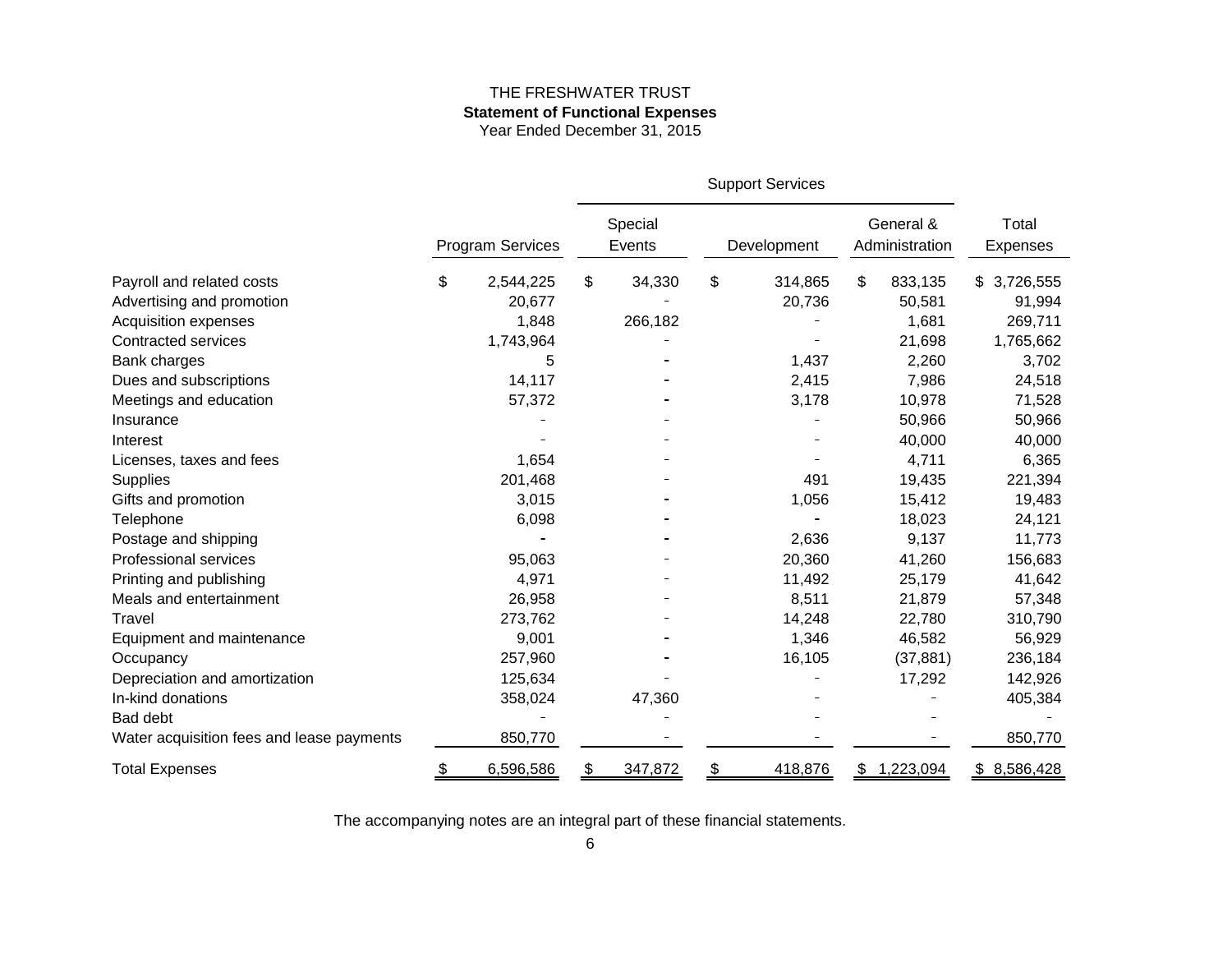THE FRESHWATER TRUST

**Statement of Functional Expenses**

Year Ended December 31, 2015

| | Program Services | Support Services | | | Total Expenses |
|---|---|---|---|---|---|
| | | Special Events | Development | General & Administration | |
| Payroll and related costs | $ 2,544,225 | $ 34,330 | $ 314,865 | $ 833,135 | $ 3,726,555 |
| Advertising and promotion | 20,677 | - | 20,736 | 50,581 | 91,994 |
| Acquisition expenses | 1,848 | 266,182 | - | 1,681 | 269,711 |
| Contracted services | 1,743,964 | - | - | 21,698 | 1,765,662 |
| Bank charges | 5 | - | 1,437 | 2,260 | 3,702 |
| Dues and subscriptions | 14,117 | - | 2,415 | 7,986 | 24,518 |
| Meetings and education | 57,372 | - | 3,178 | 10,978 | 71,528 |
| Insurance | - | - | - | 50,966 | 50,966 |
| Interest | - | - | - | 40,000 | 40,000 |
| Licenses, taxes and fees | 1,654 | - | - | 4,711 | 6,365 |
| Supplies | 201,468 | - | 491 | 19,435 | 221,394 |
| Gifts and promotion | 3,015 | - | 1,056 | 15,412 | 19,483 |
| Telephone | 6,098 | - | - | 18,023 | 24,121 |
| Postage and shipping | - | - | 2,636 | 9,137 | 11,773 |
| Professional services | 95,063 | - | 20,360 | 41,260 | 156,683 |
| Printing and publishing | 4,971 | - | 11,492 | 25,179 | 41,642 |
| Meals and entertainment | 26,958 | - | 8,511 | 21,879 | 57,348 |
| Travel | 273,762 | - | 14,248 | 22,780 | 310,790 |
| Equipment and maintenance | 9,001 | - | 1,346 | 46,582 | 56,929 |
| Occupancy | 257,960 | - | 16,105 | (37,881) | 236,184 |
| Depreciation and amortization | 125,634 | - | - | 17,292 | 142,926 |
| In-kind donations | 358,024 | 47,360 | - | - | 405,384 |
| Bad debt | - | - | - | - | - |
| Water acquisition fees and lease payments | 850,770 | - | - | - | 850,770 |
| Total Expenses | $ 6,596,586 | $ 347,872 | $ 418,876 | $ 1,223,094 | $ 8,586,428 |

The accompanying notes are an integral part of these financial statements.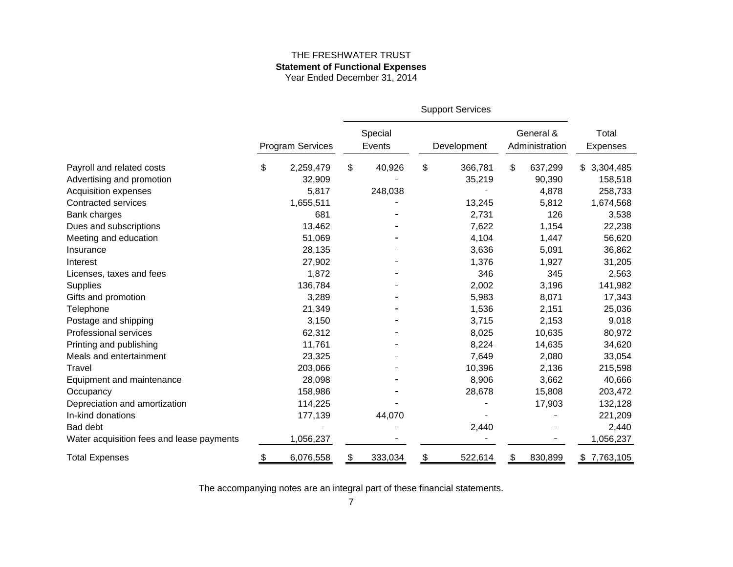THE FRESHWATER TRUST

**Statement of Functional Expenses**

Year Ended December 31, 2014

| | Program Services | Support Services | | | Total Expenses |
|---|---|---|---|---|---|
| | | Special Events | Development | General & Administration | |
| Payroll and related costs | $ 2,259,479 | $ 40,926 | $ 366,781 | $ 637,299 | $ 3,304,485 |
| Advertising and promotion | 32,909 | - | 35,219 | 90,390 | 158,518 |
| Acquisition expenses | 5,817 | 248,038 | - | 4,878 | 258,733 |
| Contracted services | 1,655,511 | - | 13,245 | 5,812 | 1,674,568 |
| Bank charges | 681 | - | 2,731 | 126 | 3,538 |
| Dues and subscriptions | 13,462 | - | 7,622 | 1,154 | 22,238 |
| Meeting and education | 51,069 | - | 4,104 | 1,447 | 56,620 |
| Insurance | 28,135 | - | 3,636 | 5,091 | 36,862 |
| Interest | 27,902 | - | 1,376 | 1,927 | 31,205 |
| Licenses, taxes and fees | 1,872 | - | 346 | 345 | 2,563 |
| Supplies | 136,784 | - | 2,002 | 3,196 | 141,982 |
| Gifts and promotion | 3,289 | - | 5,983 | 8,071 | 17,343 |
| Telephone | 21,349 | - | 1,536 | 2,151 | 25,036 |
| Postage and shipping | 3,150 | - | 3,715 | 2,153 | 9,018 |
| Professional services | 62,312 | - | 8,025 | 10,635 | 80,972 |
| Printing and publishing | 11,761 | - | 8,224 | 14,635 | 34,620 |
| Meals and entertainment | 23,325 | - | 7,649 | 2,080 | 33,054 |
| Travel | 203,066 | - | 10,396 | 2,136 | 215,598 |
| Equipment and maintenance | 28,098 | - | 8,906 | 3,662 | 40,666 |
| Occupancy | 158,986 | - | 28,678 | 15,808 | 203,472 |
| Depreciation and amortization | 114,225 | - | - | 17,903 | 132,128 |
| In-kind donations | 177,139 | 44,070 | - | - | 221,209 |
| Bad debt | - | - | 2,440 | - | 2,440 |
| Water acquisition fees and lease payments | 1,056,237 | - | - | - | 1,056,237 |
| Total Expenses | $ 6,076,558 | $ 333,034 | $ 522,614 | $ 830,899 | $ 7,763,105 |

The accompanying notes are an integral part of these financial statements.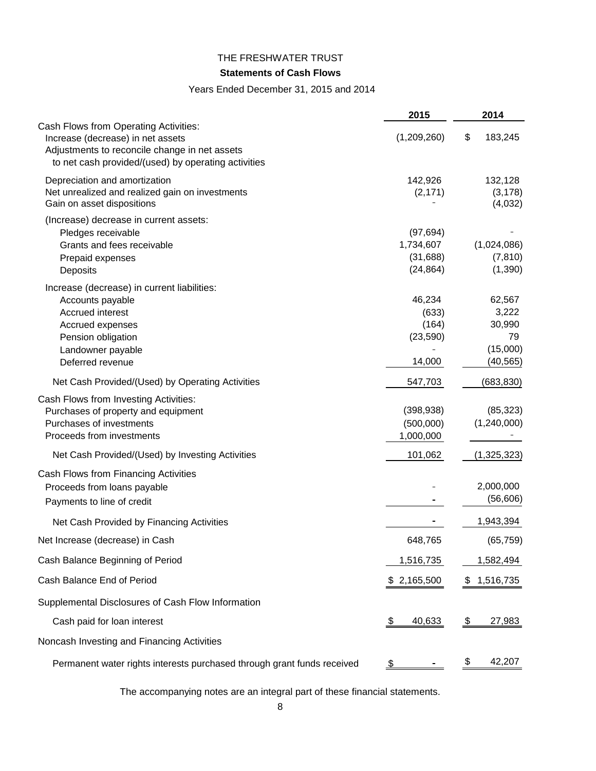THE FRESHWATER TRUST

**Statements of Cash Flows**

Years Ended December 31, 2015 and 2014

| | 2015 | 2014 |
|---|---|---|
| Cash Flows from Operating Activities: | | |
| Increase (decrease) in net assets | (1,209,260) | $ 183,245 |
| Adjustments to reconcile change in net assets to net cash provided/(used) by operating activities | | |
| Depreciation and amortization | 142,926 | 132,128 |
| Net unrealized and realized gain on investments | (2,171) | (3,178) |
| Gain on asset dispositions | - | (4,032) |
| (Increase) decrease in current assets: | | |
| Pledges receivable | (97,694) | - |
| Grants and fees receivable | 1,734,607 | (1,024,086) |
| Prepaid expenses | (31,688) | (7,810) |
| Deposits | (24,864) | (1,390) |
| Increase (decrease) in current liabilities: | | |
| Accounts payable | 46,234 | 62,567 |
| Accrued interest | (633) | 3,222 |
| Accrued expenses | (164) | 30,990 |
| Pension obligation | (23,590) | 79 |
| Landowner payable | - | (15,000) |
| Deferred revenue | 14,000 | (40,565) |
| Net Cash Provided/(Used) by Operating Activities | 547,703 | (683,830) |
| Cash Flows from Investing Activities: | | |
| Purchases of property and equipment | (398,938) | (85,323) |
| Purchases of investments | (500,000) | (1,240,000) |
| Proceeds from investments | 1,000,000 | - |
| Net Cash Provided/(Used) by Investing Activities | 101,062 | (1,325,323) |
| Cash Flows from Financing Activities | | |
| Proceeds from loans payable | - | 2,000,000 |
| Payments to line of credit | - | (56,606) |
| Net Cash Provided by Financing Activities | - | 1,943,394 |
| Net Increase (decrease) in Cash | 648,765 | (65,759) |
| Cash Balance Beginning of Period | 1,516,735 | 1,582,494 |
| Cash Balance End of Period | $ 2,165,500 | $ 1,516,735 |
| Supplemental Disclosures of Cash Flow Information | | |
| Cash paid for loan interest | $ 40,633 | $ 27,983 |
| Noncash Investing and Financing Activities | | |
| Permanent water rights interests purchased through grant funds received | $ - | $ 42,207 |

The accompanying notes are an integral part of these financial statements.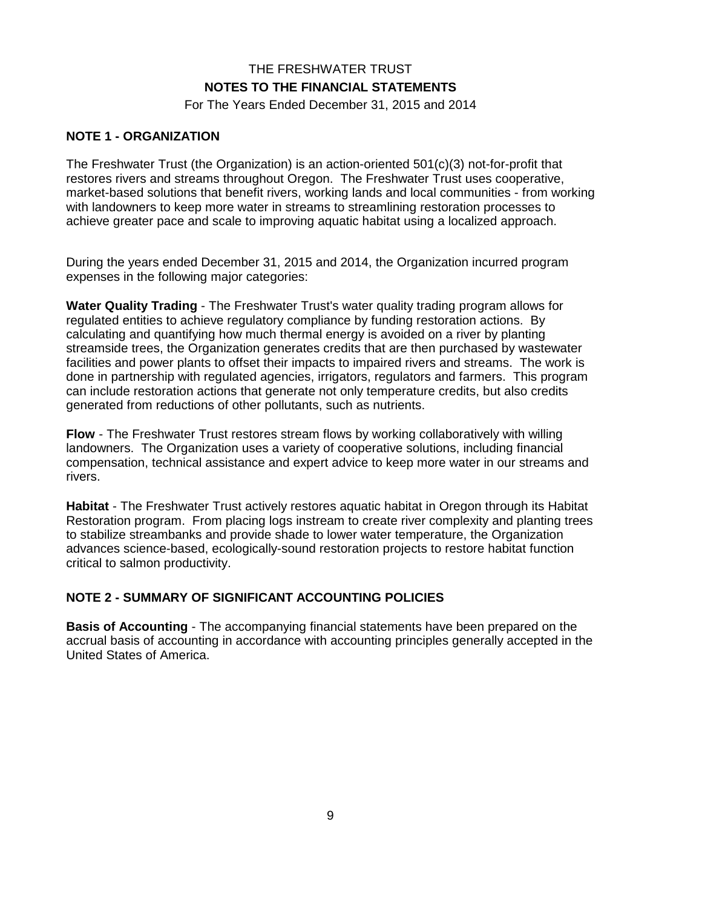# THE FRESHWATER TRUST

## NOTES TO THE FINANCIAL STATEMENTS

For The Years Ended December 31, 2015 and 2014

### NOTE 1 - ORGANIZATION

The Freshwater Trust (the Organization) is an action-oriented 501(c)(3) not-for-profit that restores rivers and streams throughout Oregon. The Freshwater Trust uses cooperative, market-based solutions that benefit rivers, working lands and local communities - from working with landowners to keep more water in streams to streamlining restoration processes to achieve greater pace and scale to improving aquatic habitat using a localized approach.

During the years ended December 31, 2015 and 2014, the Organization incurred program expenses in the following major categories:

**Water Quality Trading** - The Freshwater Trust's water quality trading program allows for regulated entities to achieve regulatory compliance by funding restoration actions. By calculating and quantifying how much thermal energy is avoided on a river by planting streamside trees, the Organization generates credits that are then purchased by wastewater facilities and power plants to offset their impacts to impaired rivers and streams. The work is done in partnership with regulated agencies, irrigators, regulators and farmers. This program can include restoration actions that generate not only temperature credits, but also credits generated from reductions of other pollutants, such as nutrients.

**Flow** - The Freshwater Trust restores stream flows by working collaboratively with willing landowners. The Organization uses a variety of cooperative solutions, including financial compensation, technical assistance and expert advice to keep more water in our streams and rivers.

**Habitat** - The Freshwater Trust actively restores aquatic habitat in Oregon through its Habitat Restoration program. From placing logs instream to create river complexity and planting trees to stabilize streambanks and provide shade to lower water temperature, the Organization advances science-based, ecologically-sound restoration projects to restore habitat function critical to salmon productivity.

### NOTE 2 - SUMMARY OF SIGNIFICANT ACCOUNTING POLICIES

**Basis of Accounting** - The accompanying financial statements have been prepared on the accrual basis of accounting in accordance with accounting principles generally accepted in the United States of America.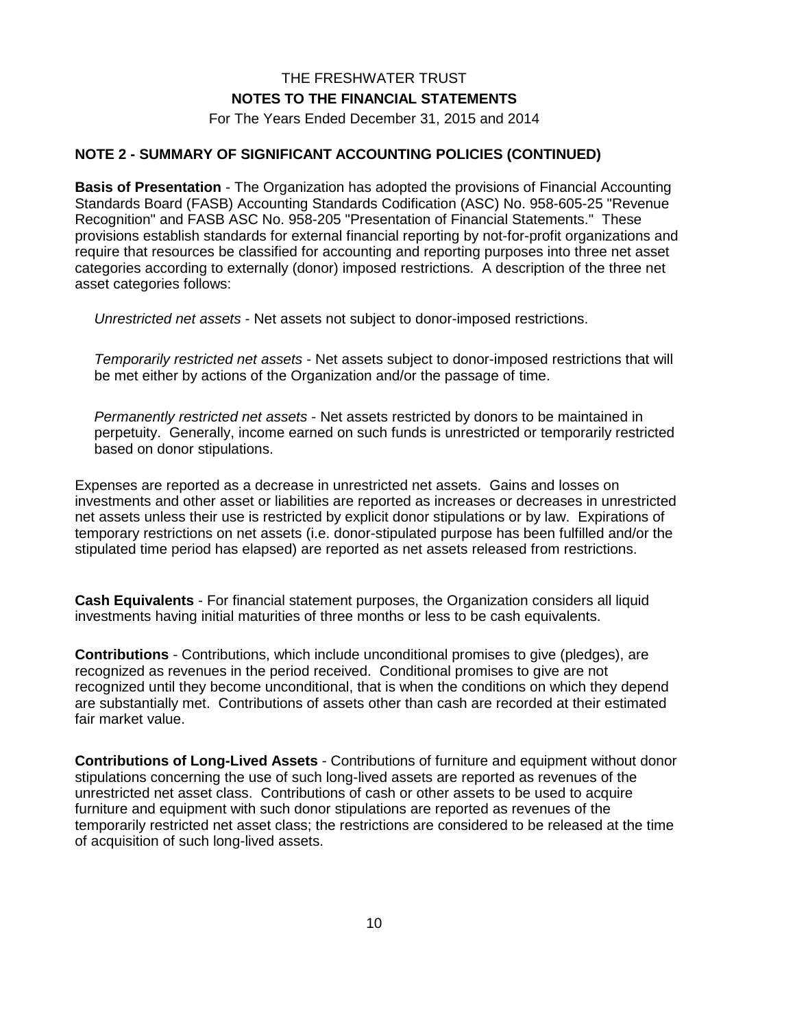THE FRESHWATER TRUST

**NOTES TO THE FINANCIAL STATEMENTS**

For The Years Ended December 31, 2015 and 2014

## NOTE 2 - SUMMARY OF SIGNIFICANT ACCOUNTING POLICIES (CONTINUED)

**Basis of Presentation** - The Organization has adopted the provisions of Financial Accounting Standards Board (FASB) Accounting Standards Codification (ASC) No. 958-605-25 "Revenue Recognition" and FASB ASC No. 958-205 "Presentation of Financial Statements." These provisions establish standards for external financial reporting by not-for-profit organizations and require that resources be classified for accounting and reporting purposes into three net asset categories according to externally (donor) imposed restrictions. A description of the three net asset categories follows:

*Unrestricted net assets* - Net assets not subject to donor-imposed restrictions.

*Temporarily restricted net assets* - Net assets subject to donor-imposed restrictions that will be met either by actions of the Organization and/or the passage of time.

*Permanently restricted net assets* - Net assets restricted by donors to be maintained in perpetuity. Generally, income earned on such funds is unrestricted or temporarily restricted based on donor stipulations.

Expenses are reported as a decrease in unrestricted net assets. Gains and losses on investments and other asset or liabilities are reported as increases or decreases in unrestricted net assets unless their use is restricted by explicit donor stipulations or by law. Expirations of temporary restrictions on net assets (i.e. donor-stipulated purpose has been fulfilled and/or the stipulated time period has elapsed) are reported as net assets released from restrictions.

**Cash Equivalents** - For financial statement purposes, the Organization considers all liquid investments having initial maturities of three months or less to be cash equivalents.

**Contributions** - Contributions, which include unconditional promises to give (pledges), are recognized as revenues in the period received. Conditional promises to give are not recognized until they become unconditional, that is when the conditions on which they depend are substantially met. Contributions of assets other than cash are recorded at their estimated fair market value.

**Contributions of Long-Lived Assets** - Contributions of furniture and equipment without donor stipulations concerning the use of such long-lived assets are reported as revenues of the unrestricted net asset class. Contributions of cash or other assets to be used to acquire furniture and equipment with such donor stipulations are reported as revenues of the temporarily restricted net asset class; the restrictions are considered to be released at the time of acquisition of such long-lived assets.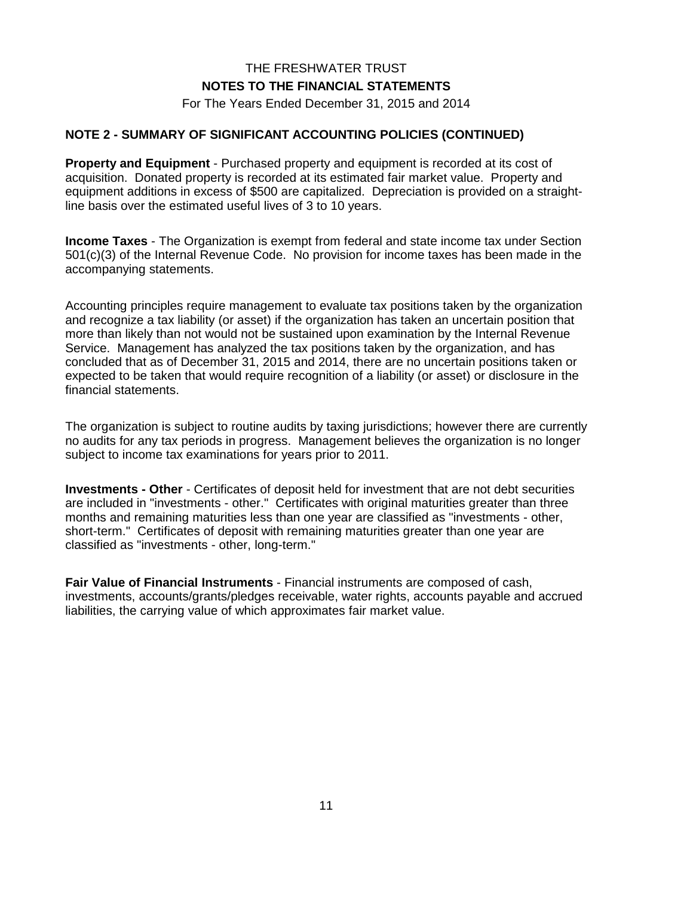# THE FRESHWATER TRUST

## NOTES TO THE FINANCIAL STATEMENTS

For The Years Ended December 31, 2015 and 2014

### NOTE 2 - SUMMARY OF SIGNIFICANT ACCOUNTING POLICIES (CONTINUED)

**Property and Equipment** - Purchased property and equipment is recorded at its cost of acquisition. Donated property is recorded at its estimated fair market value. Property and equipment additions in excess of $500 are capitalized. Depreciation is provided on a straight-line basis over the estimated useful lives of 3 to 10 years.

**Income Taxes** - The Organization is exempt from federal and state income tax under Section 501(c)(3) of the Internal Revenue Code. No provision for income taxes has been made in the accompanying statements.

Accounting principles require management to evaluate tax positions taken by the organization and recognize a tax liability (or asset) if the organization has taken an uncertain position that more than likely than not would not be sustained upon examination by the Internal Revenue Service. Management has analyzed the tax positions taken by the organization, and has concluded that as of December 31, 2015 and 2014, there are no uncertain positions taken or expected to be taken that would require recognition of a liability (or asset) or disclosure in the financial statements.

The organization is subject to routine audits by taxing jurisdictions; however there are currently no audits for any tax periods in progress. Management believes the organization is no longer subject to income tax examinations for years prior to 2011.

**Investments - Other** - Certificates of deposit held for investment that are not debt securities are included in "investments - other." Certificates with original maturities greater than three months and remaining maturities less than one year are classified as "investments - other, short-term." Certificates of deposit with remaining maturities greater than one year are classified as "investments - other, long-term."

**Fair Value of Financial Instruments** - Financial instruments are composed of cash, investments, accounts/grants/pledges receivable, water rights, accounts payable and accrued liabilities, the carrying value of which approximates fair market value.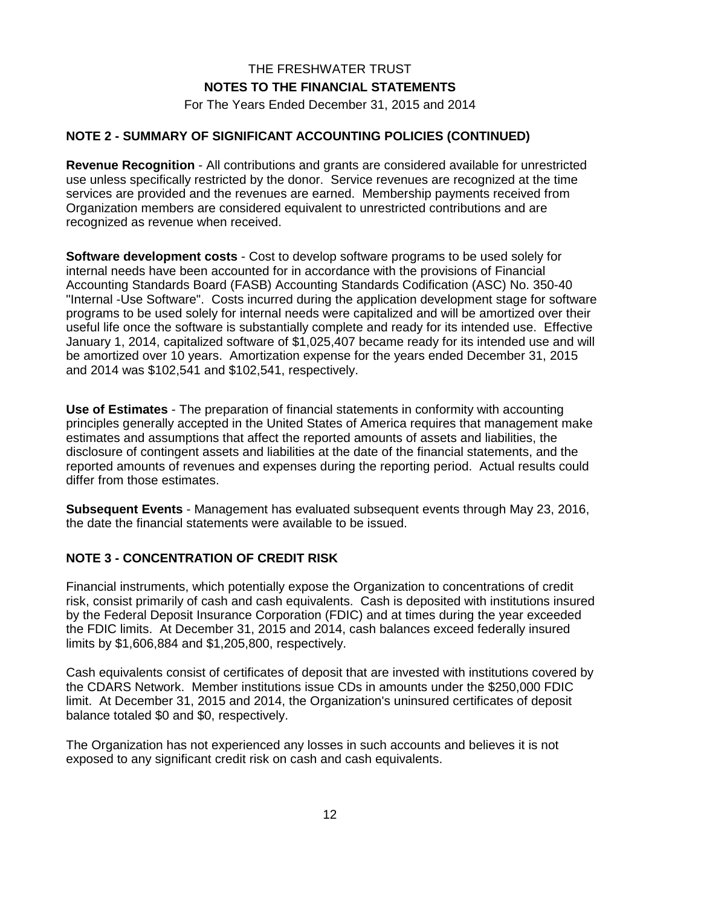THE FRESHWATER TRUST

**NOTES TO THE FINANCIAL STATEMENTS**

For The Years Ended December 31, 2015 and 2014

## NOTE 2 - SUMMARY OF SIGNIFICANT ACCOUNTING POLICIES (CONTINUED)

**Revenue Recognition** - All contributions and grants are considered available for unrestricted use unless specifically restricted by the donor. Service revenues are recognized at the time services are provided and the revenues are earned. Membership payments received from Organization members are considered equivalent to unrestricted contributions and are recognized as revenue when received.

**Software development costs** - Cost to develop software programs to be used solely for internal needs have been accounted for in accordance with the provisions of Financial Accounting Standards Board (FASB) Accounting Standards Codification (ASC) No. 350-40 "Internal -Use Software". Costs incurred during the application development stage for software programs to be used solely for internal needs were capitalized and will be amortized over their useful life once the software is substantially complete and ready for its intended use. Effective January 1, 2014, capitalized software of $1,025,407 became ready for its intended use and will be amortized over 10 years. Amortization expense for the years ended December 31, 2015 and 2014 was $102,541 and $102,541, respectively.

**Use of Estimates** - The preparation of financial statements in conformity with accounting principles generally accepted in the United States of America requires that management make estimates and assumptions that affect the reported amounts of assets and liabilities, the disclosure of contingent assets and liabilities at the date of the financial statements, and the reported amounts of revenues and expenses during the reporting period. Actual results could differ from those estimates.

**Subsequent Events** - Management has evaluated subsequent events through May 23, 2016, the date the financial statements were available to be issued.

## NOTE 3 - CONCENTRATION OF CREDIT RISK

Financial instruments, which potentially expose the Organization to concentrations of credit risk, consist primarily of cash and cash equivalents. Cash is deposited with institutions insured by the Federal Deposit Insurance Corporation (FDIC) and at times during the year exceeded the FDIC limits. At December 31, 2015 and 2014, cash balances exceed federally insured limits by $1,606,884 and $1,205,800, respectively.

Cash equivalents consist of certificates of deposit that are invested with institutions covered by the CDARS Network. Member institutions issue CDs in amounts under the $250,000 FDIC limit. At December 31, 2015 and 2014, the Organization's uninsured certificates of deposit balance totaled $0 and $0, respectively.

The Organization has not experienced any losses in such accounts and believes it is not exposed to any significant credit risk on cash and cash equivalents.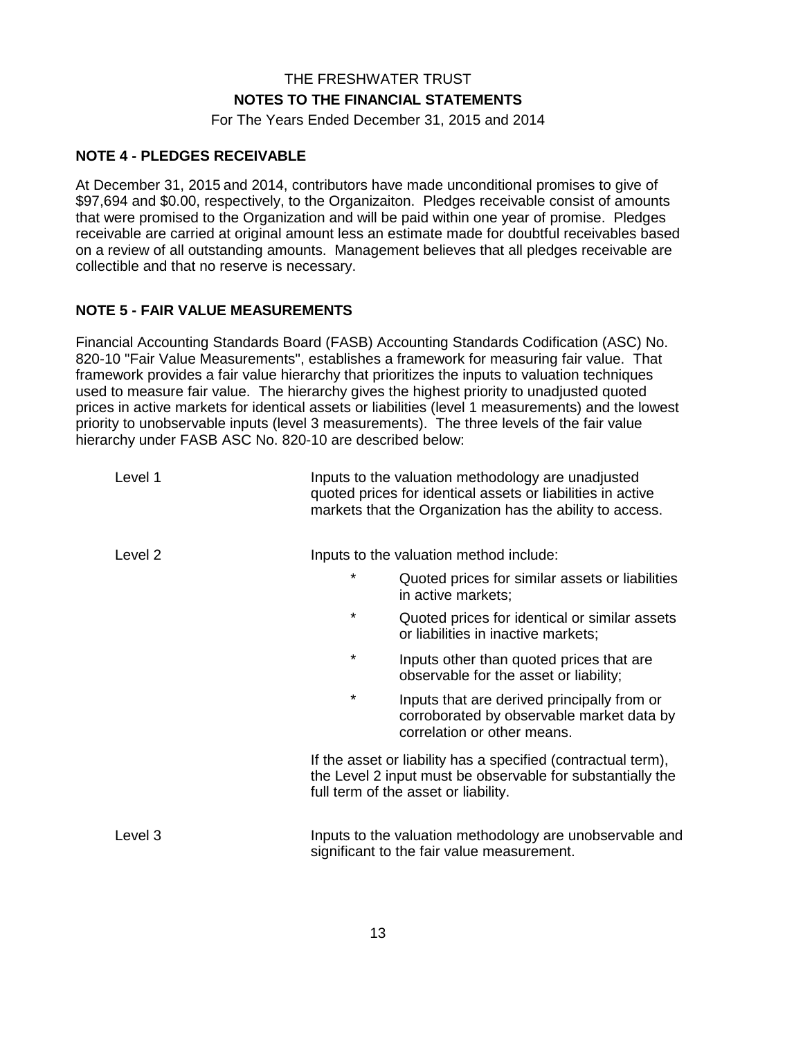THE FRESHWATER TRUST

**NOTES TO THE FINANCIAL STATEMENTS**

For The Years Ended December 31, 2015 and 2014

## NOTE 4 - PLEDGES RECEIVABLE

At December 31, 2015 and 2014, contributors have made unconditional promises to give of $97,694 and $0.00, respectively, to the Organizaiton. Pledges receivable consist of amounts that were promised to the Organization and will be paid within one year of promise. Pledges receivable are carried at original amount less an estimate made for doubtful receivables based on a review of all outstanding amounts. Management believes that all pledges receivable are collectible and that no reserve is necessary.

## NOTE 5 - FAIR VALUE MEASUREMENTS

Financial Accounting Standards Board (FASB) Accounting Standards Codification (ASC) No. 820-10 "Fair Value Measurements", establishes a framework for measuring fair value. That framework provides a fair value hierarchy that prioritizes the inputs to valuation techniques used to measure fair value. The hierarchy gives the highest priority to unadjusted quoted prices in active markets for identical assets or liabilities (level 1 measurements) and the lowest priority to unobservable inputs (level 3 measurements). The three levels of the fair value hierarchy under FASB ASC No. 820-10 are described below:

Level 1 — Inputs to the valuation methodology are unadjusted quoted prices for identical assets or liabilities in active markets that the Organization has the ability to access.

Level 2 — Inputs to the valuation method include:

* Quoted prices for similar assets or liabilities in active markets;
* Quoted prices for identical or similar assets or liabilities in inactive markets;
* Inputs other than quoted prices that are observable for the asset or liability;
* Inputs that are derived principally from or corroborated by observable market data by correlation or other means.

If the asset or liability has a specified (contractual term), the Level 2 input must be observable for substantially the full term of the asset or liability.

Level 3 — Inputs to the valuation methodology are unobservable and significant to the fair value measurement.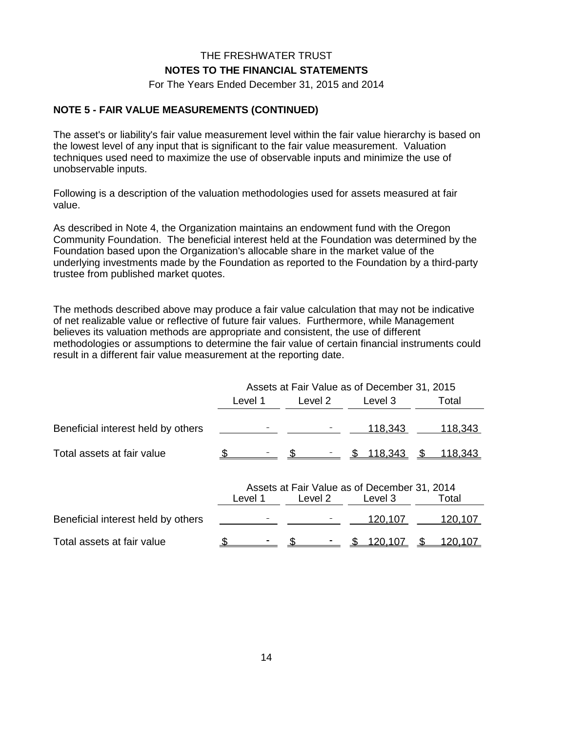THE FRESHWATER TRUST

**NOTES TO THE FINANCIAL STATEMENTS**

For The Years Ended December 31, 2015 and 2014

## NOTE 5 - FAIR VALUE MEASUREMENTS (CONTINUED)

The asset's or liability's fair value measurement level within the fair value hierarchy is based on the lowest level of any input that is significant to the fair value measurement. Valuation techniques used need to maximize the use of observable inputs and minimize the use of unobservable inputs.

Following is a description of the valuation methodologies used for assets measured at fair value.

As described in Note 4, the Organization maintains an endowment fund with the Oregon Community Foundation. The beneficial interest held at the Foundation was determined by the Foundation based upon the Organization's allocable share in the market value of the underlying investments made by the Foundation as reported to the Foundation by a third-party trustee from published market quotes.

The methods described above may produce a fair value calculation that may not be indicative of net realizable value or reflective of future fair values. Furthermore, while Management believes its valuation methods are appropriate and consistent, the use of different methodologies or assumptions to determine the fair value of certain financial instruments could result in a different fair value measurement at the reporting date.

| | Assets at Fair Value as of December 31, 2015 | | | |
|---|---|---|---|---|
| | Level 1 | Level 2 | Level 3 | Total |
| Beneficial interest held by others | - | - | 118,343 | 118,343 |
| Total assets at fair value | $ - | $ - | $ 118,343 | $ 118,343 |

| | Assets at Fair Value as of December 31, 2014 | | | |
|---|---|---|---|---|
| | Level 1 | Level 2 | Level 3 | Total |
| Beneficial interest held by others | - | - | 120,107 | 120,107 |
| Total assets at fair value | $ - | $ - | $ 120,107 | $ 120,107 |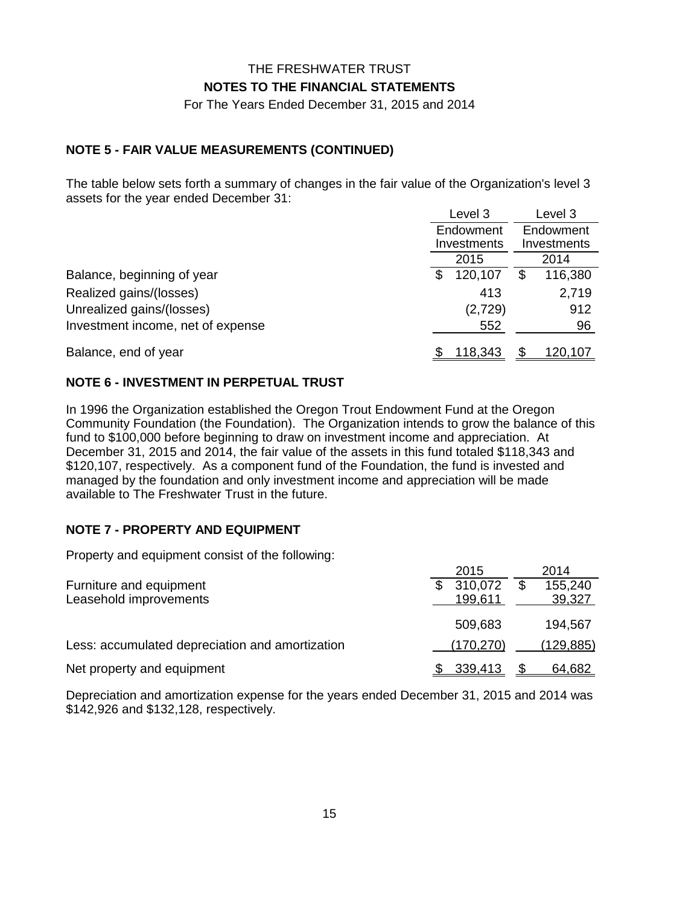# THE FRESHWATER TRUST

## NOTES TO THE FINANCIAL STATEMENTS

For The Years Ended December 31, 2015 and 2014

### NOTE 5 - FAIR VALUE MEASUREMENTS (CONTINUED)

The table below sets forth a summary of changes in the fair value of the Organization's level 3 assets for the year ended December 31:

| | Level 3 Endowment Investments 2015 | Level 3 Endowment Investments 2014 |
|---|---|---|
| Balance, beginning of year | $ 120,107 | $ 116,380 |
| Realized gains/(losses) | 413 | 2,719 |
| Unrealized gains/(losses) | (2,729) | 912 |
| Investment income, net of expense | 552 | 96 |
| Balance, end of year | $ 118,343 | $ 120,107 |

### NOTE 6 - INVESTMENT IN PERPETUAL TRUST

In 1996 the Organization established the Oregon Trout Endowment Fund at the Oregon Community Foundation (the Foundation). The Organization intends to grow the balance of this fund to $100,000 before beginning to draw on investment income and appreciation. At December 31, 2015 and 2014, the fair value of the assets in this fund totaled $118,343 and $120,107, respectively. As a component fund of the Foundation, the fund is invested and managed by the foundation and only investment income and appreciation will be made available to The Freshwater Trust in the future.

### NOTE 7 - PROPERTY AND EQUIPMENT

Property and equipment consist of the following:

| | 2015 | 2014 |
|---|---|---|
| Furniture and equipment | $ 310,072 | $ 155,240 |
| Leasehold improvements | 199,611 | 39,327 |
| | 509,683 | 194,567 |
| Less: accumulated depreciation and amortization | (170,270) | (129,885) |
| Net property and equipment | $ 339,413 | $ 64,682 |

Depreciation and amortization expense for the years ended December 31, 2015 and 2014 was $142,926 and $132,128, respectively.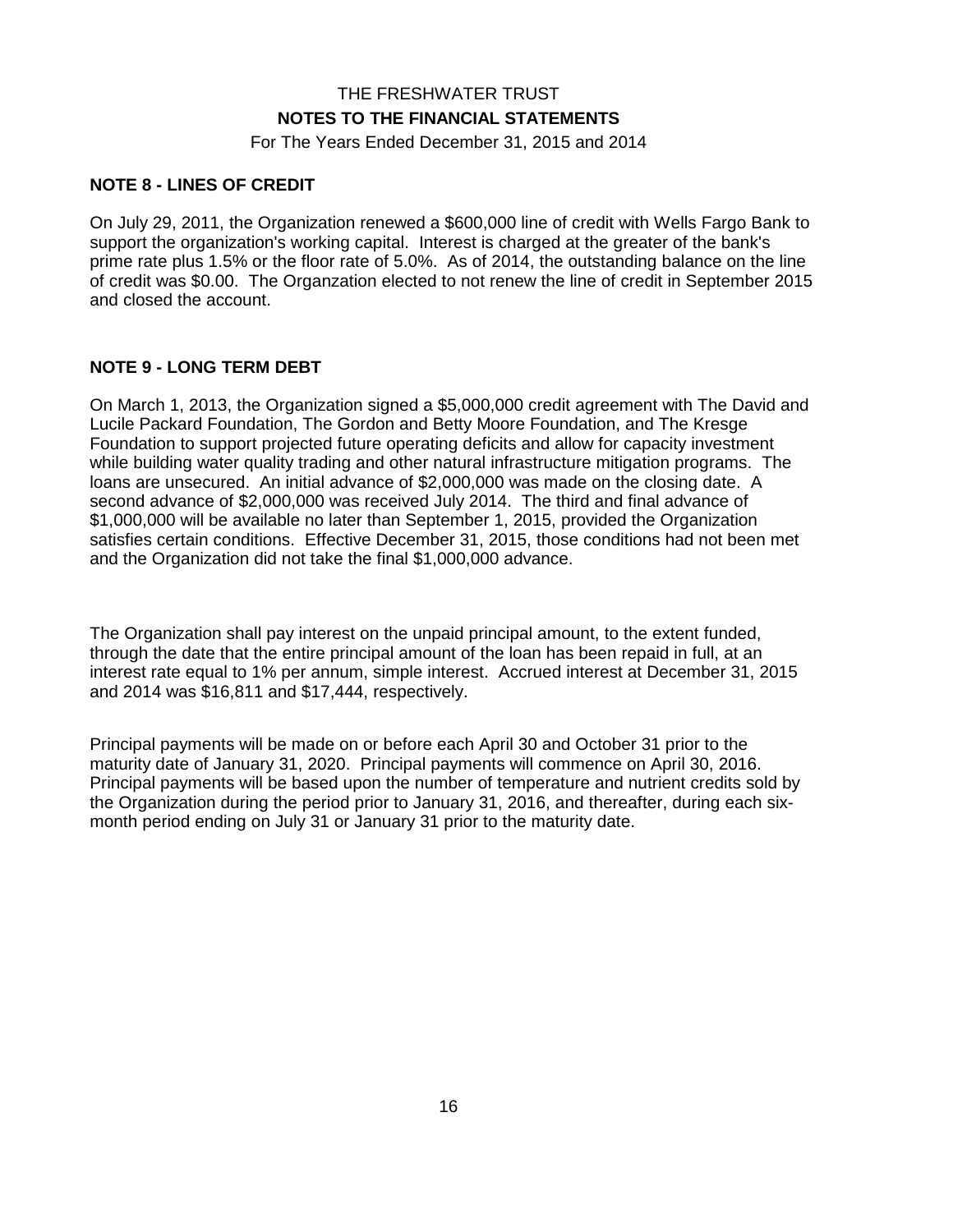THE FRESHWATER TRUST

**NOTES TO THE FINANCIAL STATEMENTS**

For The Years Ended December 31, 2015 and 2014

## NOTE 8 - LINES OF CREDIT

On July 29, 2011, the Organization renewed a $600,000 line of credit with Wells Fargo Bank to support the organization's working capital. Interest is charged at the greater of the bank's prime rate plus 1.5% or the floor rate of 5.0%. As of 2014, the outstanding balance on the line of credit was $0.00. The Organzation elected to not renew the line of credit in September 2015 and closed the account.

## NOTE 9 - LONG TERM DEBT

On March 1, 2013, the Organization signed a $5,000,000 credit agreement with The David and Lucile Packard Foundation, The Gordon and Betty Moore Foundation, and The Kresge Foundation to support projected future operating deficits and allow for capacity investment while building water quality trading and other natural infrastructure mitigation programs. The loans are unsecured. An initial advance of $2,000,000 was made on the closing date. A second advance of $2,000,000 was received July 2014. The third and final advance of $1,000,000 will be available no later than September 1, 2015, provided the Organization satisfies certain conditions. Effective December 31, 2015, those conditions had not been met and the Organization did not take the final $1,000,000 advance.

The Organization shall pay interest on the unpaid principal amount, to the extent funded, through the date that the entire principal amount of the loan has been repaid in full, at an interest rate equal to 1% per annum, simple interest. Accrued interest at December 31, 2015 and 2014 was $16,811 and $17,444, respectively.

Principal payments will be made on or before each April 30 and October 31 prior to the maturity date of January 31, 2020. Principal payments will commence on April 30, 2016. Principal payments will be based upon the number of temperature and nutrient credits sold by the Organization during the period prior to January 31, 2016, and thereafter, during each six-month period ending on July 31 or January 31 prior to the maturity date.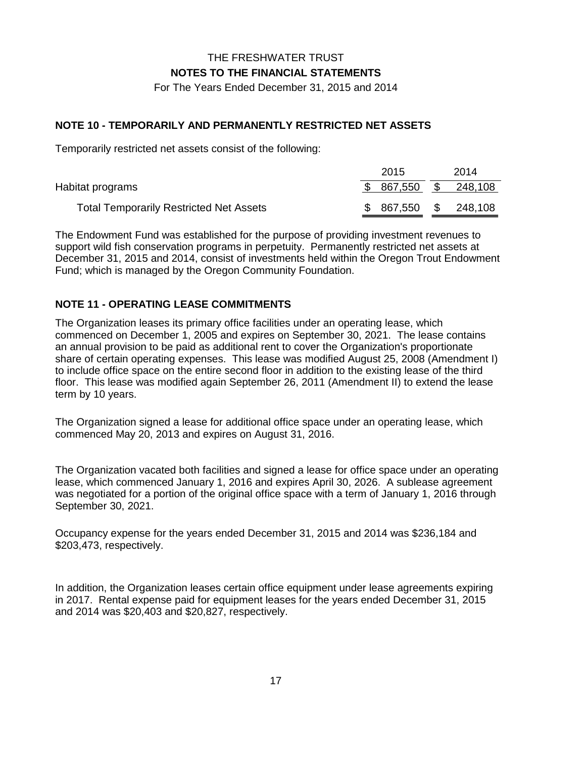THE FRESHWATER TRUST

**NOTES TO THE FINANCIAL STATEMENTS**

For The Years Ended December 31, 2015 and 2014

### NOTE 10 - TEMPORARILY AND PERMANENTLY RESTRICTED NET ASSETS

Temporarily restricted net assets consist of the following:

| | 2015 | 2014 |
|---|---|---|
| Habitat programs | $ 867,550 | $ 248,108 |
| Total Temporarily Restricted Net Assets | $ 867,550 | $ 248,108 |

The Endowment Fund was established for the purpose of providing investment revenues to support wild fish conservation programs in perpetuity. Permanently restricted net assets at December 31, 2015 and 2014, consist of investments held within the Oregon Trout Endowment Fund; which is managed by the Oregon Community Foundation.

### NOTE 11 - OPERATING LEASE COMMITMENTS

The Organization leases its primary office facilities under an operating lease, which commenced on December 1, 2005 and expires on September 30, 2021. The lease contains an annual provision to be paid as additional rent to cover the Organization's proportionate share of certain operating expenses. This lease was modified August 25, 2008 (Amendment I) to include office space on the entire second floor in addition to the existing lease of the third floor. This lease was modified again September 26, 2011 (Amendment II) to extend the lease term by 10 years.

The Organization signed a lease for additional office space under an operating lease, which commenced May 20, 2013 and expires on August 31, 2016.

The Organization vacated both facilities and signed a lease for office space under an operating lease, which commenced January 1, 2016 and expires April 30, 2026. A sublease agreement was negotiated for a portion of the original office space with a term of January 1, 2016 through September 30, 2021.

Occupancy expense for the years ended December 31, 2015 and 2014 was $236,184 and $203,473, respectively.

In addition, the Organization leases certain office equipment under lease agreements expiring in 2017. Rental expense paid for equipment leases for the years ended December 31, 2015 and 2014 was $20,403 and $20,827, respectively.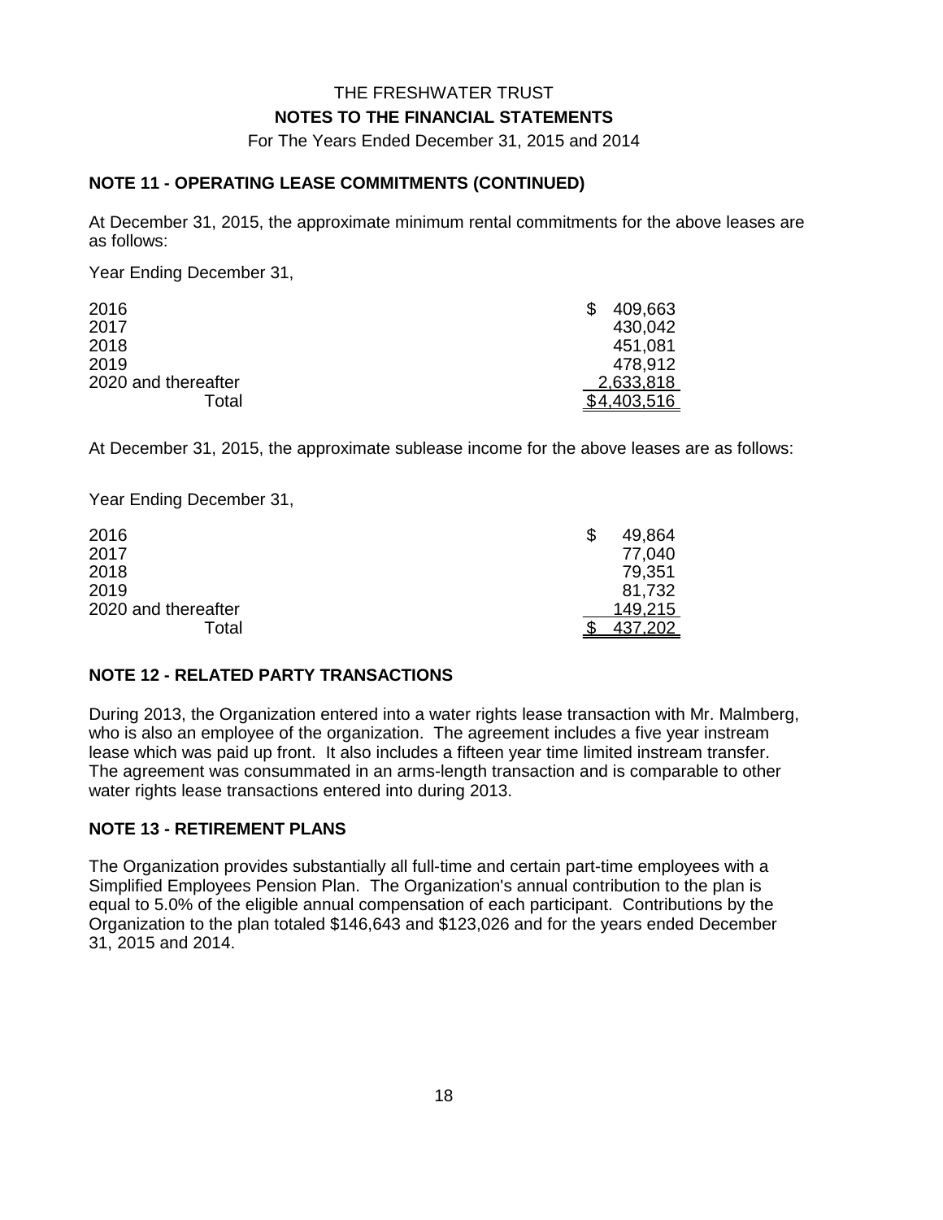THE FRESHWATER TRUST

**NOTES TO THE FINANCIAL STATEMENTS**

For The Years Ended December 31, 2015 and 2014

## NOTE 11 - OPERATING LEASE COMMITMENTS (CONTINUED)

At December 31, 2015, the approximate minimum rental commitments for the above leases are as follows:

Year Ending December 31,

| | |
|---|---|
| 2016 | $ 409,663 |
| 2017 | 430,042 |
| 2018 | 451,081 |
| 2019 | 478,912 |
| 2020 and thereafter | 2,633,818 |
| Total | $4,403,516 |

At December 31, 2015, the approximate sublease income for the above leases are as follows:

Year Ending December 31,

| | |
|---|---|
| 2016 | $ 49,864 |
| 2017 | 77,040 |
| 2018 | 79,351 |
| 2019 | 81,732 |
| 2020 and thereafter | 149,215 |
| Total | $ 437,202 |

## NOTE 12 - RELATED PARTY TRANSACTIONS

During 2013, the Organization entered into a water rights lease transaction with Mr. Malmberg, who is also an employee of the organization. The agreement includes a five year instream lease which was paid up front. It also includes a fifteen year time limited instream transfer. The agreement was consummated in an arms-length transaction and is comparable to other water rights lease transactions entered into during 2013.

## NOTE 13 - RETIREMENT PLANS

The Organization provides substantially all full-time and certain part-time employees with a Simplified Employees Pension Plan. The Organization's annual contribution to the plan is equal to 5.0% of the eligible annual compensation of each participant. Contributions by the Organization to the plan totaled $146,643 and $123,026 and for the years ended December 31, 2015 and 2014.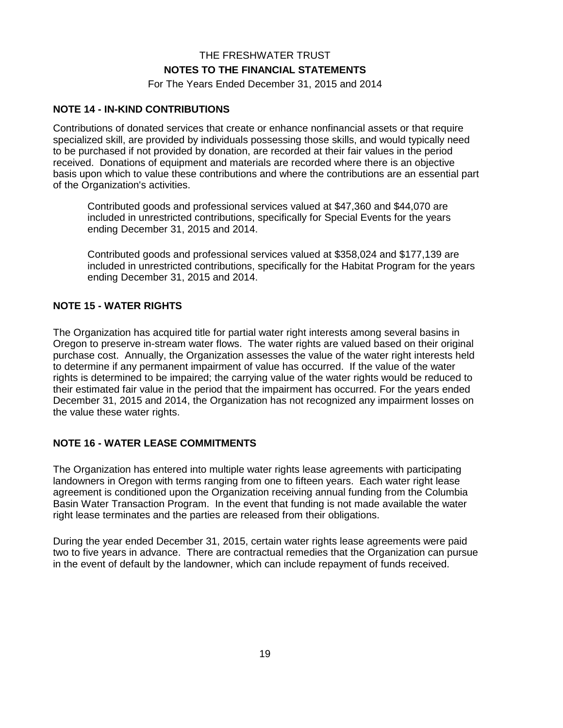## NOTE 14 - IN-KIND CONTRIBUTIONS

Contributions of donated services that create or enhance nonfinancial assets or that require specialized skill, are provided by individuals possessing those skills, and would typically need to be purchased if not provided by donation, are recorded at their fair values in the period received. Donations of equipment and materials are recorded where there is an objective basis upon which to value these contributions and where the contributions are an essential part of the Organization's activities.

> Contributed goods and professional services valued at $47,360 and $44,070 are included in unrestricted contributions, specifically for Special Events for the years ending December 31, 2015 and 2014.
>
> Contributed goods and professional services valued at $358,024 and $177,139 are included in unrestricted contributions, specifically for the Habitat Program for the years ending December 31, 2015 and 2014.

## NOTE 15 - WATER RIGHTS

The Organization has acquired title for partial water right interests among several basins in Oregon to preserve in-stream water flows. The water rights are valued based on their original purchase cost. Annually, the Organization assesses the value of the water right interests held to determine if any permanent impairment of value has occurred. If the value of the water rights is determined to be impaired; the carrying value of the water rights would be reduced to their estimated fair value in the period that the impairment has occurred. For the years ended December 31, 2015 and 2014, the Organization has not recognized any impairment losses on the value these water rights.

## NOTE 16 - WATER LEASE COMMITMENTS

The Organization has entered into multiple water rights lease agreements with participating landowners in Oregon with terms ranging from one to fifteen years. Each water right lease agreement is conditioned upon the Organization receiving annual funding from the Columbia Basin Water Transaction Program. In the event that funding is not made available the water right lease terminates and the parties are released from their obligations.

During the year ended December 31, 2015, certain water rights lease agreements were paid two to five years in advance. There are contractual remedies that the Organization can pursue in the event of default by the landowner, which can include repayment of funds received.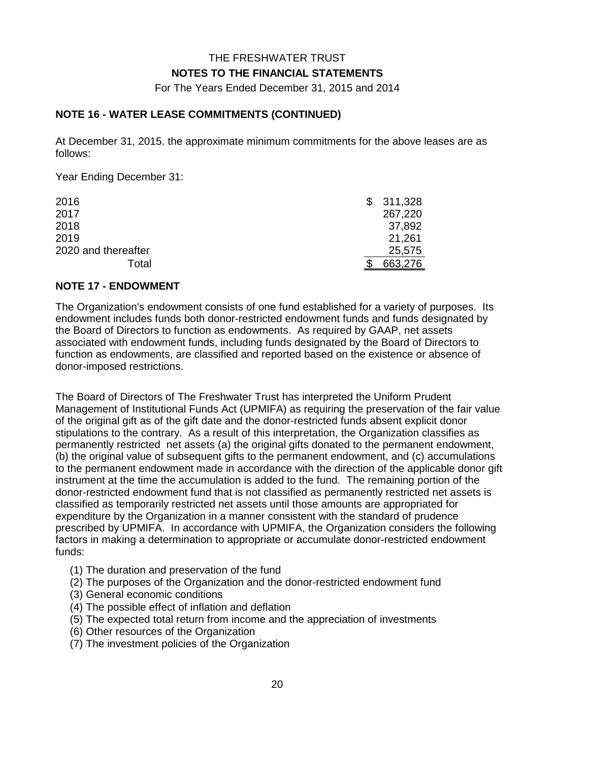THE FRESHWATER TRUST

**NOTES TO THE FINANCIAL STATEMENTS**

For The Years Ended December 31, 2015 and 2014

### NOTE 16 - WATER LEASE COMMITMENTS (CONTINUED)

At December 31, 2015. the approximate minimum commitments for the above leases are as follows:

Year Ending December 31:

| | |
|---|---|
| 2016 | $ 311,328 |
| 2017 | 267,220 |
| 2018 | 37,892 |
| 2019 | 21,261 |
| 2020 and thereafter | 25,575 |
| Total | $ 663,276 |

### NOTE 17 - ENDOWMENT

The Organization's endowment consists of one fund established for a variety of purposes. Its endowment includes funds both donor-restricted endowment funds and funds designated by the Board of Directors to function as endowments. As required by GAAP, net assets associated with endowment funds, including funds designated by the Board of Directors to function as endowments, are classified and reported based on the existence or absence of donor-imposed restrictions.

The Board of Directors of The Freshwater Trust has interpreted the Uniform Prudent Management of Institutional Funds Act (UPMIFA) as requiring the preservation of the fair value of the original gift as of the gift date and the donor-restricted funds absent explicit donor stipulations to the contrary. As a result of this interpretation, the Organization classifies as permanently restricted net assets (a) the original gifts donated to the permanent endowment, (b) the original value of subsequent gifts to the permanent endowment, and (c) accumulations to the permanent endowment made in accordance with the direction of the applicable donor gift instrument at the time the accumulation is added to the fund. The remaining portion of the donor-restricted endowment fund that is not classified as permanently restricted net assets is classified as temporarily restricted net assets until those amounts are appropriated for expenditure by the Organization in a manner consistent with the standard of prudence prescribed by UPMIFA. In accordance with UPMIFA, the Organization considers the following factors in making a determination to appropriate or accumulate donor-restricted endowment funds:

(1) The duration and preservation of the fund
(2) The purposes of the Organization and the donor-restricted endowment fund
(3) General economic conditions
(4) The possible effect of inflation and deflation
(5) The expected total return from income and the appreciation of investments
(6) Other resources of the Organization
(7) The investment policies of the Organization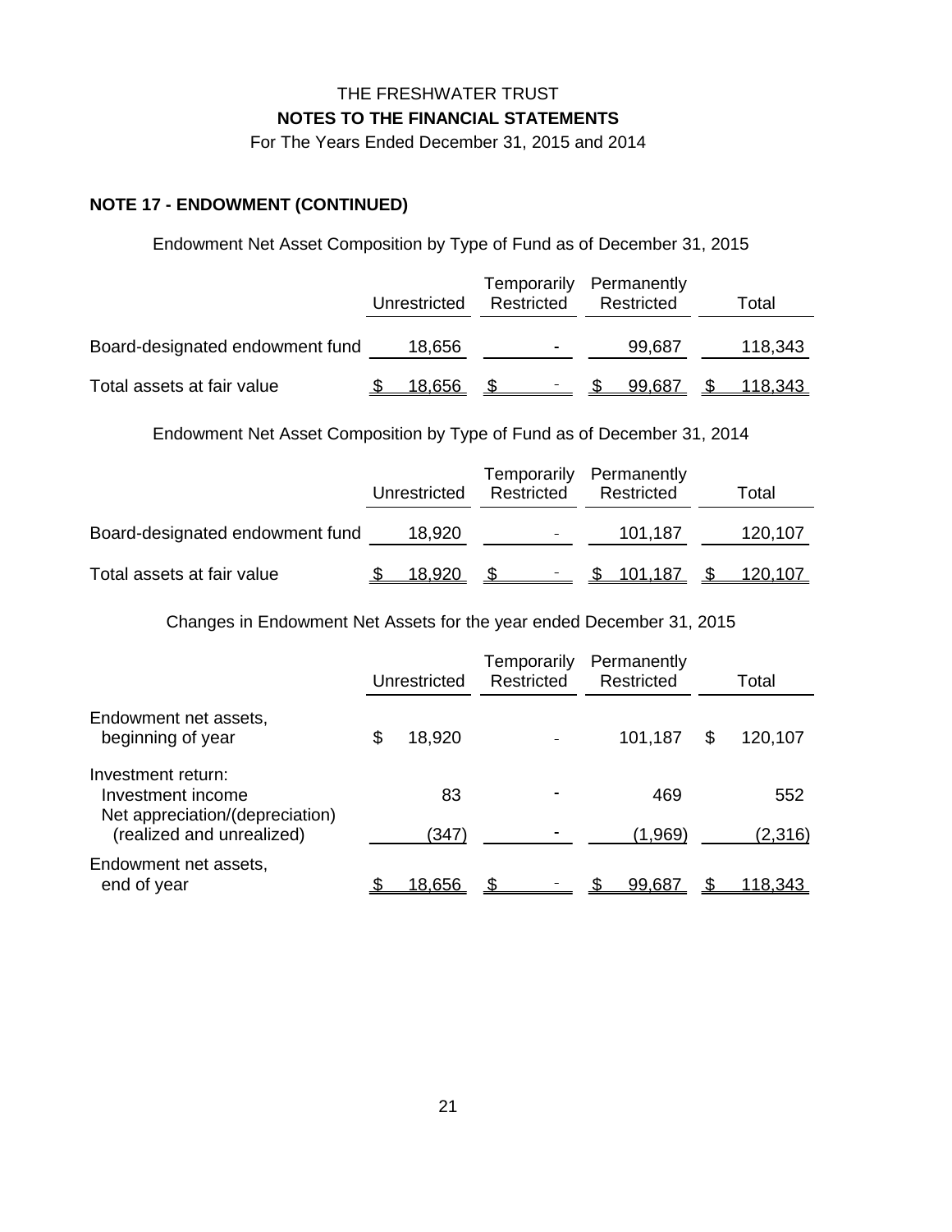THE FRESHWATER TRUST
**NOTES TO THE FINANCIAL STATEMENTS**
For The Years Ended December 31, 2015 and 2014

### NOTE 17 - ENDOWMENT (CONTINUED)

Endowment Net Asset Composition by Type of Fund as of December 31, 2015

| | Unrestricted | Temporarily Restricted | Permanently Restricted | Total |
|---|---|---|---|---|
| Board-designated endowment fund | 18,656 | - | 99,687 | 118,343 |
| Total assets at fair value | $ 18,656 | $ - | $ 99,687 | $ 118,343 |

Endowment Net Asset Composition by Type of Fund as of December 31, 2014

| | Unrestricted | Temporarily Restricted | Permanently Restricted | Total |
|---|---|---|---|---|
| Board-designated endowment fund | 18,920 | - | 101,187 | 120,107 |
| Total assets at fair value | $ 18,920 | $ - | $ 101,187 | $ 120,107 |

Changes in Endowment Net Assets for the year ended December 31, 2015

| | Unrestricted | Temporarily Restricted | Permanently Restricted | Total |
|---|---|---|---|---|
| Endowment net assets, beginning of year | $ 18,920 | - | 101,187 | $ 120,107 |
| Investment return: | | | | |
| Investment income | 83 | - | 469 | 552 |
| Net appreciation/(depreciation) (realized and unrealized) | (347) | - | (1,969) | (2,316) |
| Endowment net assets, end of year | $ 18,656 | $ - | $ 99,687 | $ 118,343 |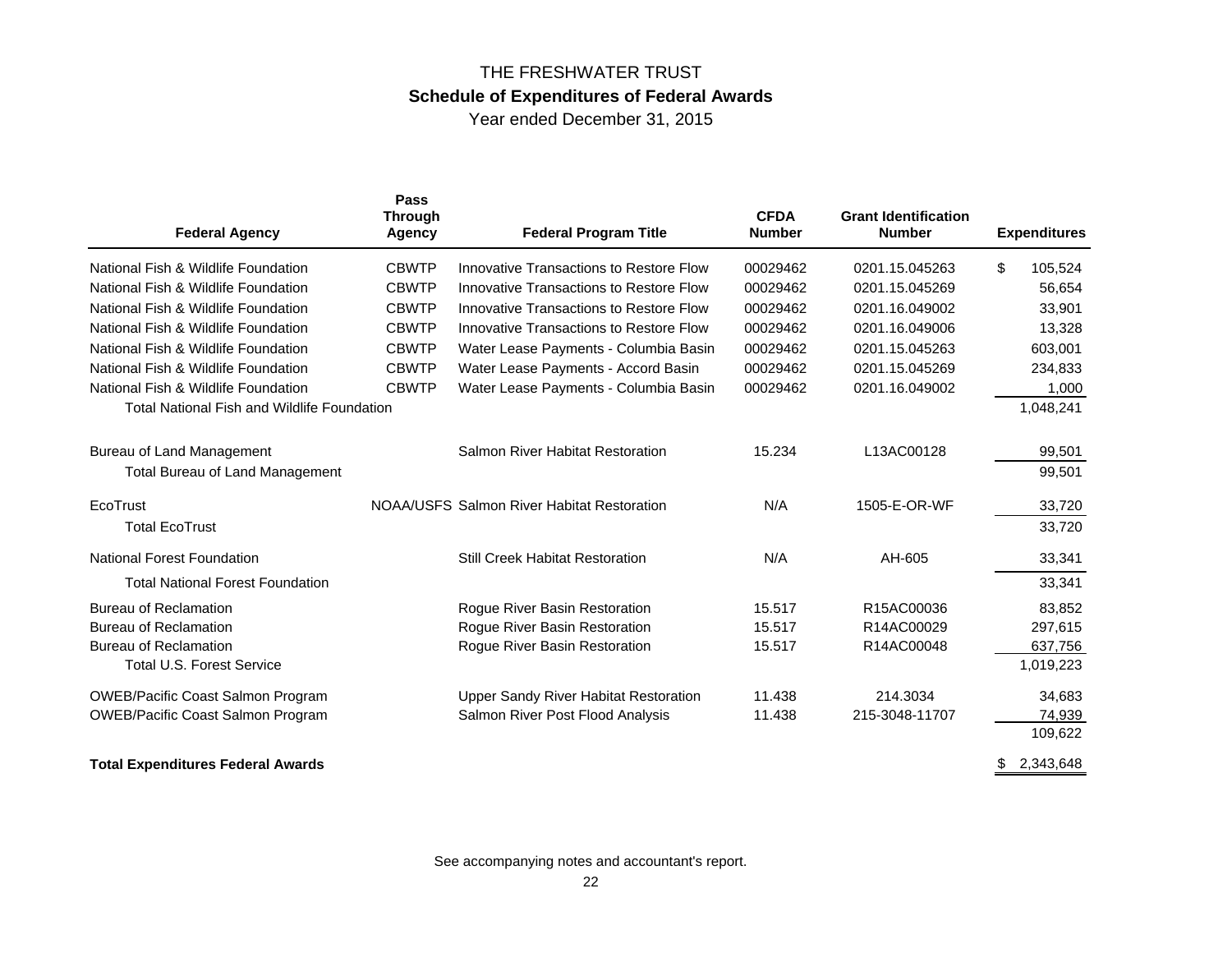# THE FRESHWATER TRUST

## Schedule of Expenditures of Federal Awards

Year ended December 31, 2015

| Federal Agency | Pass Through Agency | Federal Program Title | CFDA Number | Grant Identification Number | Expenditures |
|---|---|---|---|---|---|
| National Fish & Wildlife Foundation | CBWTP | Innovative Transactions to Restore Flow | 00029462 | 0201.15.045263 | $ 105,524 |
| National Fish & Wildlife Foundation | CBWTP | Innovative Transactions to Restore Flow | 00029462 | 0201.15.045269 | 56,654 |
| National Fish & Wildlife Foundation | CBWTP | Innovative Transactions to Restore Flow | 00029462 | 0201.16.049002 | 33,901 |
| National Fish & Wildlife Foundation | CBWTP | Innovative Transactions to Restore Flow | 00029462 | 0201.16.049006 | 13,328 |
| National Fish & Wildlife Foundation | CBWTP | Water Lease Payments - Columbia Basin | 00029462 | 0201.15.045263 | 603,001 |
| National Fish & Wildlife Foundation | CBWTP | Water Lease Payments - Accord Basin | 00029462 | 0201.15.045269 | 234,833 |
| National Fish & Wildlife Foundation | CBWTP | Water Lease Payments - Columbia Basin | 00029462 | 0201.16.049002 | 1,000 |
| Total National Fish and Wildlife Foundation | | | | | 1,048,241 |
| Bureau of Land Management | | Salmon River Habitat Restoration | 15.234 | L13AC00128 | 99,501 |
| Total Bureau of Land Management | | | | | 99,501 |
| EcoTrust | NOAA/USFS | Salmon River Habitat Restoration | N/A | 1505-E-OR-WF | 33,720 |
| Total EcoTrust | | | | | 33,720 |
| National Forest Foundation | | Still Creek Habitat Restoration | N/A | AH-605 | 33,341 |
| Total National Forest Foundation | | | | | 33,341 |
| Bureau of Reclamation | | Rogue River Basin Restoration | 15.517 | R15AC00036 | 83,852 |
| Bureau of Reclamation | | Rogue River Basin Restoration | 15.517 | R14AC00029 | 297,615 |
| Bureau of Reclamation | | Rogue River Basin Restoration | 15.517 | R14AC00048 | 637,756 |
| Total U.S. Forest Service | | | | | 1,019,223 |
| OWEB/Pacific Coast Salmon Program | | Upper Sandy River Habitat Restoration | 11.438 | 214.3034 | 34,683 |
| OWEB/Pacific Coast Salmon Program | | Salmon River Post Flood Analysis | 11.438 | 215-3048-11707 | 74,939 |
| | | | | | 109,622 |
| **Total Expenditures Federal Awards** | | | | | $ 2,343,648 |

See accompanying notes and accountant's report.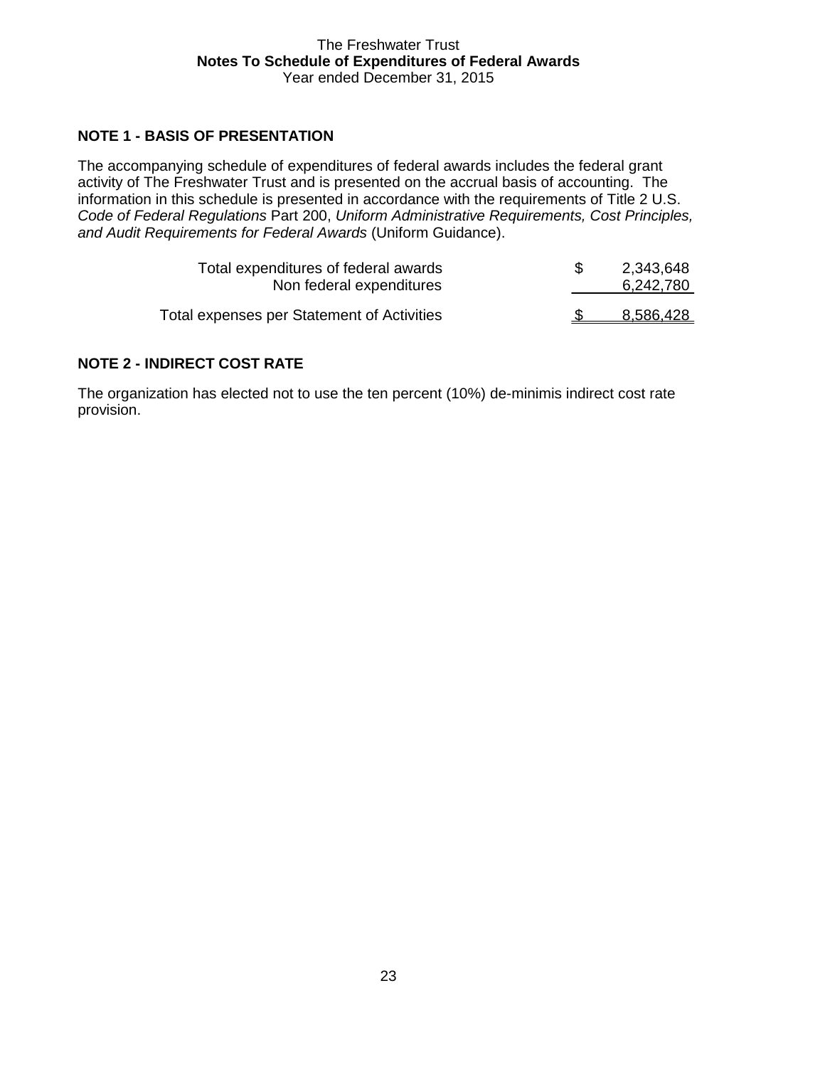The Freshwater Trust
**Notes To Schedule of Expenditures of Federal Awards**
Year ended December 31, 2015

## NOTE 1 - BASIS OF PRESENTATION

The accompanying schedule of expenditures of federal awards includes the federal grant activity of The Freshwater Trust and is presented on the accrual basis of accounting. The information in this schedule is presented in accordance with the requirements of Title 2 U.S. *Code of Federal Regulations* Part 200, *Uniform Administrative Requirements, Cost Principles, and Audit Requirements for Federal Awards* (Uniform Guidance).

| | | |
|---|---|---|
| Total expenditures of federal awards | $ | 2,343,648 |
| Non federal expenditures | | 6,242,780 |
| Total expenses per Statement of Activities | $ | 8,586,428 |

## NOTE 2 - INDIRECT COST RATE

The organization has elected not to use the ten percent (10%) de-minimis indirect cost rate provision.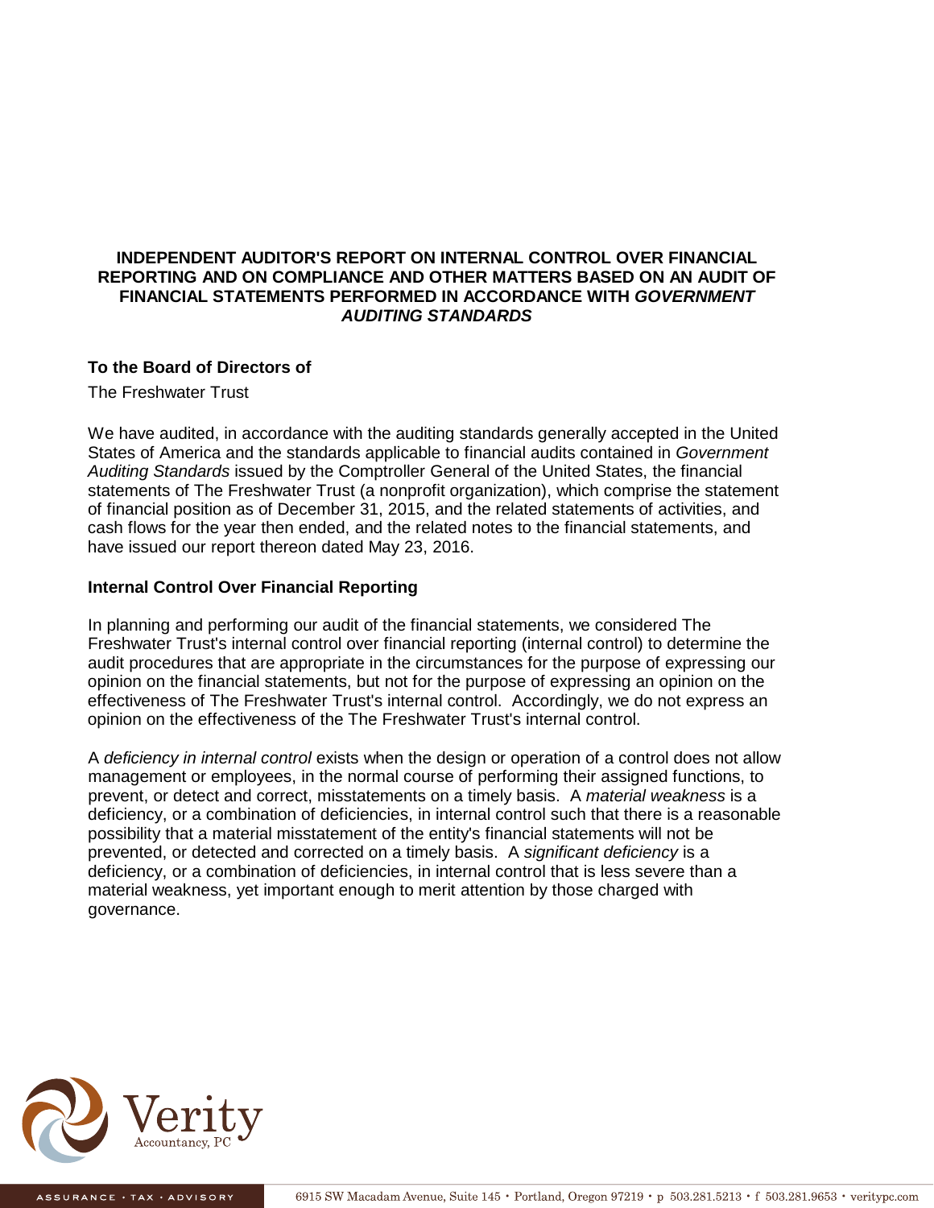**INDEPENDENT AUDITOR'S REPORT ON INTERNAL CONTROL OVER FINANCIAL REPORTING AND ON COMPLIANCE AND OTHER MATTERS BASED ON AN AUDIT OF FINANCIAL STATEMENTS PERFORMED IN ACCORDANCE WITH *GOVERNMENT AUDITING STANDARDS***

**To the Board of Directors of**

The Freshwater Trust

We have audited, in accordance with the auditing standards generally accepted in the United States of America and the standards applicable to financial audits contained in *Government Auditing Standards* issued by the Comptroller General of the United States, the financial statements of The Freshwater Trust (a nonprofit organization), which comprise the statement of financial position as of December 31, 2015, and the related statements of activities, and cash flows for the year then ended, and the related notes to the financial statements, and have issued our report thereon dated May 23, 2016.

**Internal Control Over Financial Reporting**

In planning and performing our audit of the financial statements, we considered The Freshwater Trust's internal control over financial reporting (internal control) to determine the audit procedures that are appropriate in the circumstances for the purpose of expressing our opinion on the financial statements, but not for the purpose of expressing an opinion on the effectiveness of The Freshwater Trust's internal control. Accordingly, we do not express an opinion on the effectiveness of the The Freshwater Trust's internal control.

A *deficiency in internal control* exists when the design or operation of a control does not allow management or employees, in the normal course of performing their assigned functions, to prevent, or detect and correct, misstatements on a timely basis. A *material weakness* is a deficiency, or a combination of deficiencies, in internal control such that there is a reasonable possibility that a material misstatement of the entity's financial statements will not be prevented, or detected and corrected on a timely basis. A *significant deficiency* is a deficiency, or a combination of deficiencies, in internal control that is less severe than a material weakness, yet important enough to merit attention by those charged with governance.

Verity Accountancy, PC

ASSURANCE · TAX · ADVISORY

6915 SW Macadam Avenue, Suite 145 · Portland, Oregon 97219 · p 503.281.5213 · f 503.281.9653 · veritypc.com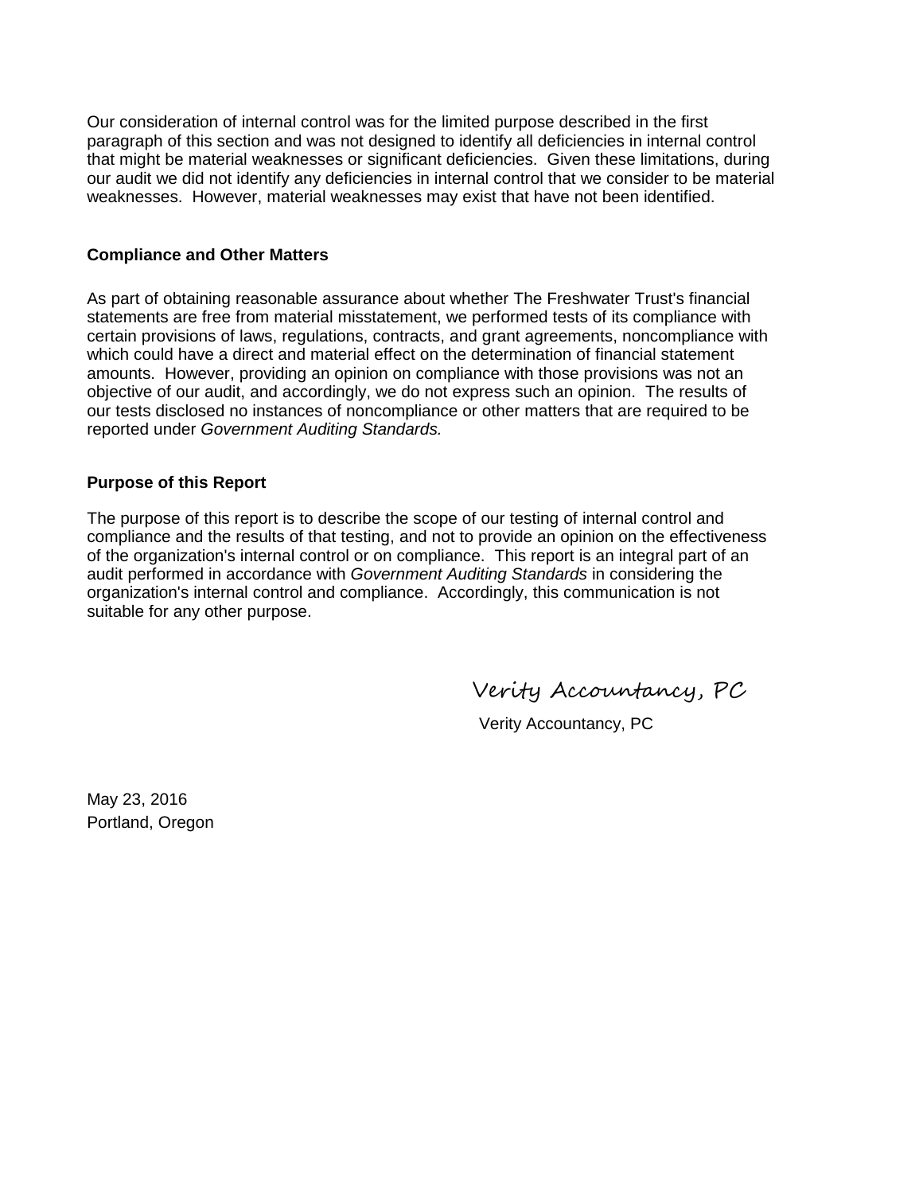Our consideration of internal control was for the limited purpose described in the first paragraph of this section and was not designed to identify all deficiencies in internal control that might be material weaknesses or significant deficiencies. Given these limitations, during our audit we did not identify any deficiencies in internal control that we consider to be material weaknesses. However, material weaknesses may exist that have not been identified.

**Compliance and Other Matters**

As part of obtaining reasonable assurance about whether The Freshwater Trust's financial statements are free from material misstatement, we performed tests of its compliance with certain provisions of laws, regulations, contracts, and grant agreements, noncompliance with which could have a direct and material effect on the determination of financial statement amounts. However, providing an opinion on compliance with those provisions was not an objective of our audit, and accordingly, we do not express such an opinion. The results of our tests disclosed no instances of noncompliance or other matters that are required to be reported under *Government Auditing Standards.*

**Purpose of this Report**

The purpose of this report is to describe the scope of our testing of internal control and compliance and the results of that testing, and not to provide an opinion on the effectiveness of the organization's internal control or on compliance. This report is an integral part of an audit performed in accordance with *Government Auditing Standards* in considering the organization's internal control and compliance. Accordingly, this communication is not suitable for any other purpose.

Verity Accountancy, PC

Verity Accountancy, PC

May 23, 2016
Portland, Oregon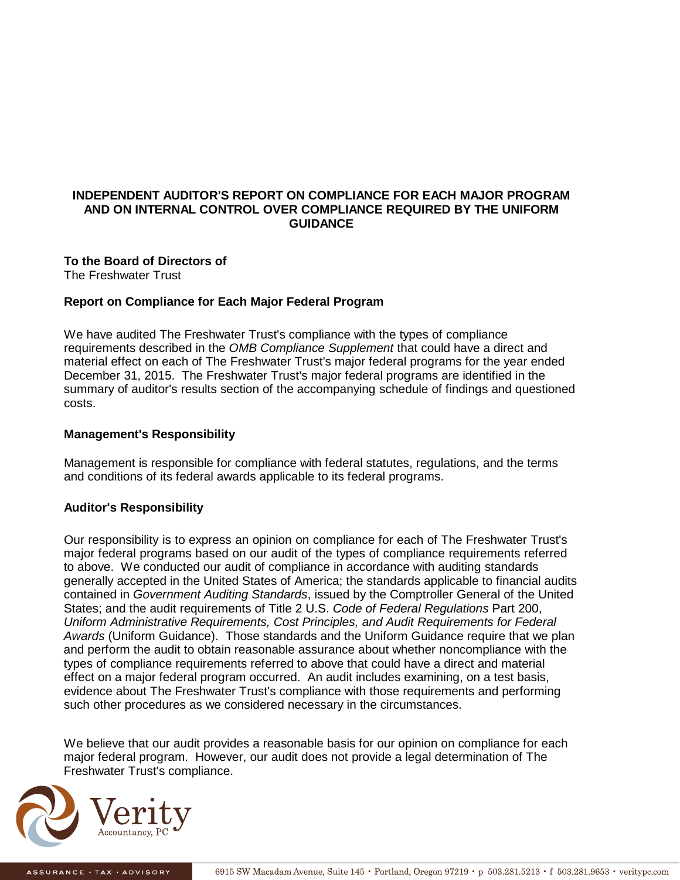**INDEPENDENT AUDITOR'S REPORT ON COMPLIANCE FOR EACH MAJOR PROGRAM AND ON INTERNAL CONTROL OVER COMPLIANCE REQUIRED BY THE UNIFORM GUIDANCE**

**To the Board of Directors of**
The Freshwater Trust

**Report on Compliance for Each Major Federal Program**

We have audited The Freshwater Trust's compliance with the types of compliance requirements described in the *OMB Compliance Supplement* that could have a direct and material effect on each of The Freshwater Trust's major federal programs for the year ended December 31, 2015. The Freshwater Trust's major federal programs are identified in the summary of auditor's results section of the accompanying schedule of findings and questioned costs.

**Management's Responsibility**

Management is responsible for compliance with federal statutes, regulations, and the terms and conditions of its federal awards applicable to its federal programs.

**Auditor's Responsibility**

Our responsibility is to express an opinion on compliance for each of The Freshwater Trust's major federal programs based on our audit of the types of compliance requirements referred to above. We conducted our audit of compliance in accordance with auditing standards generally accepted in the United States of America; the standards applicable to financial audits contained in *Government Auditing Standards*, issued by the Comptroller General of the United States; and the audit requirements of Title 2 U.S. *Code of Federal Regulations* Part 200, *Uniform Administrative Requirements, Cost Principles, and Audit Requirements for Federal Awards* (Uniform Guidance). Those standards and the Uniform Guidance require that we plan and perform the audit to obtain reasonable assurance about whether noncompliance with the types of compliance requirements referred to above that could have a direct and material effect on a major federal program occurred. An audit includes examining, on a test basis, evidence about The Freshwater Trust's compliance with those requirements and performing such other procedures as we considered necessary in the circumstances.

We believe that our audit provides a reasonable basis for our opinion on compliance for each major federal program. However, our audit does not provide a legal determination of The Freshwater Trust's compliance.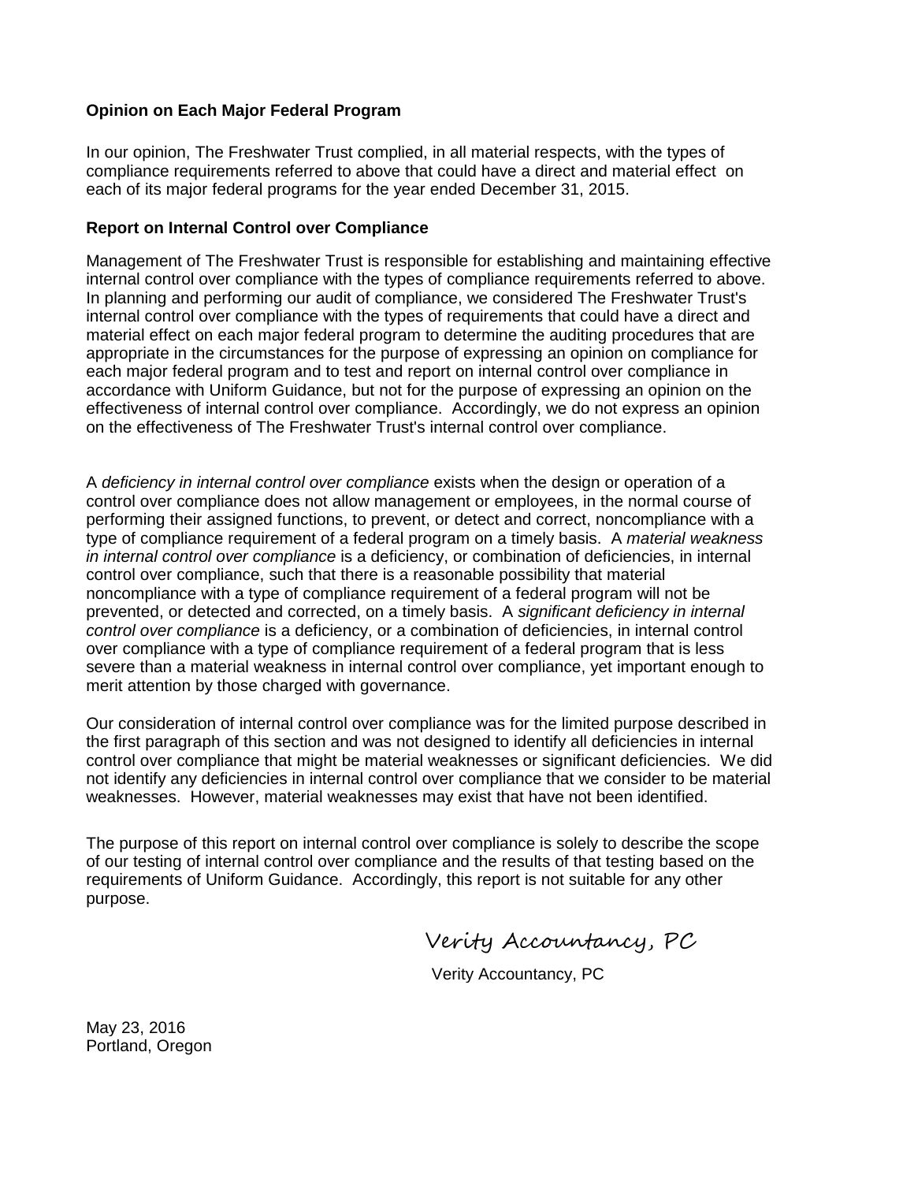**Opinion on Each Major Federal Program**

In our opinion, The Freshwater Trust complied, in all material respects, with the types of compliance requirements referred to above that could have a direct and material effect on each of its major federal programs for the year ended December 31, 2015.

**Report on Internal Control over Compliance**

Management of The Freshwater Trust is responsible for establishing and maintaining effective internal control over compliance with the types of compliance requirements referred to above. In planning and performing our audit of compliance, we considered The Freshwater Trust's internal control over compliance with the types of requirements that could have a direct and material effect on each major federal program to determine the auditing procedures that are appropriate in the circumstances for the purpose of expressing an opinion on compliance for each major federal program and to test and report on internal control over compliance in accordance with Uniform Guidance, but not for the purpose of expressing an opinion on the effectiveness of internal control over compliance. Accordingly, we do not express an opinion on the effectiveness of The Freshwater Trust's internal control over compliance.

A *deficiency in internal control over compliance* exists when the design or operation of a control over compliance does not allow management or employees, in the normal course of performing their assigned functions, to prevent, or detect and correct, noncompliance with a type of compliance requirement of a federal program on a timely basis. A *material weakness in internal control over compliance* is a deficiency, or combination of deficiencies, in internal control over compliance, such that there is a reasonable possibility that material noncompliance with a type of compliance requirement of a federal program will not be prevented, or detected and corrected, on a timely basis. A *significant deficiency in internal control over compliance* is a deficiency, or a combination of deficiencies, in internal control over compliance with a type of compliance requirement of a federal program that is less severe than a material weakness in internal control over compliance, yet important enough to merit attention by those charged with governance.

Our consideration of internal control over compliance was for the limited purpose described in the first paragraph of this section and was not designed to identify all deficiencies in internal control over compliance that might be material weaknesses or significant deficiencies. We did not identify any deficiencies in internal control over compliance that we consider to be material weaknesses. However, material weaknesses may exist that have not been identified.

The purpose of this report on internal control over compliance is solely to describe the scope of our testing of internal control over compliance and the results of that testing based on the requirements of Uniform Guidance. Accordingly, this report is not suitable for any other purpose.

Verity Accountancy, PC

Verity Accountancy, PC

May 23, 2016
Portland, Oregon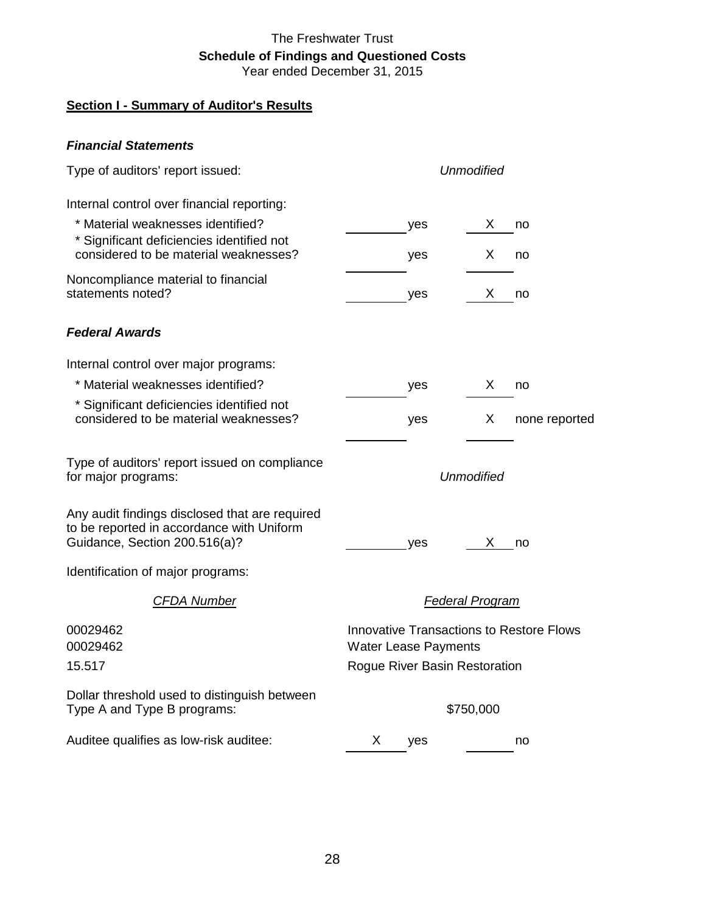# The Freshwater Trust

## Schedule of Findings and Questioned Costs

Year ended December 31, 2015

**Section I - Summary of Auditor's Results**

***Financial Statements***

Type of auditors' report issued: *Unmodified*

Internal control over financial reporting:

| | | |
|---|---|---|
| * Material weaknesses identified? | ______ yes | X no |
| * Significant deficiencies identified not considered to be material weaknesses? | ______ yes | X no |
| Noncompliance material to financial statements noted? | ______ yes | X no |

***Federal Awards***

Internal control over major programs:

| | | |
|---|---|---|
| * Material weaknesses identified? | ______ yes | X no |
| * Significant deficiencies identified not considered to be material weaknesses? | ______ yes | X none reported |

Type of auditors' report issued on compliance for major programs: *Unmodified*

| | | |
|---|---|---|
| Any audit findings disclosed that are required to be reported in accordance with Uniform Guidance, Section 200.516(a)? | ______ yes | X no |

Identification of major programs:

| *CFDA Number* | *Federal Program* |
|---|---|
| 00029462 | Innovative Transactions to Restore Flows |
| 00029462 | Water Lease Payments |
| 15.517 | Rogue River Basin Restoration |

Dollar threshold used to distinguish between Type A and Type B programs: $750,000

| | | |
|---|---|---|
| Auditee qualifies as low-risk auditee: | X yes | ______ no |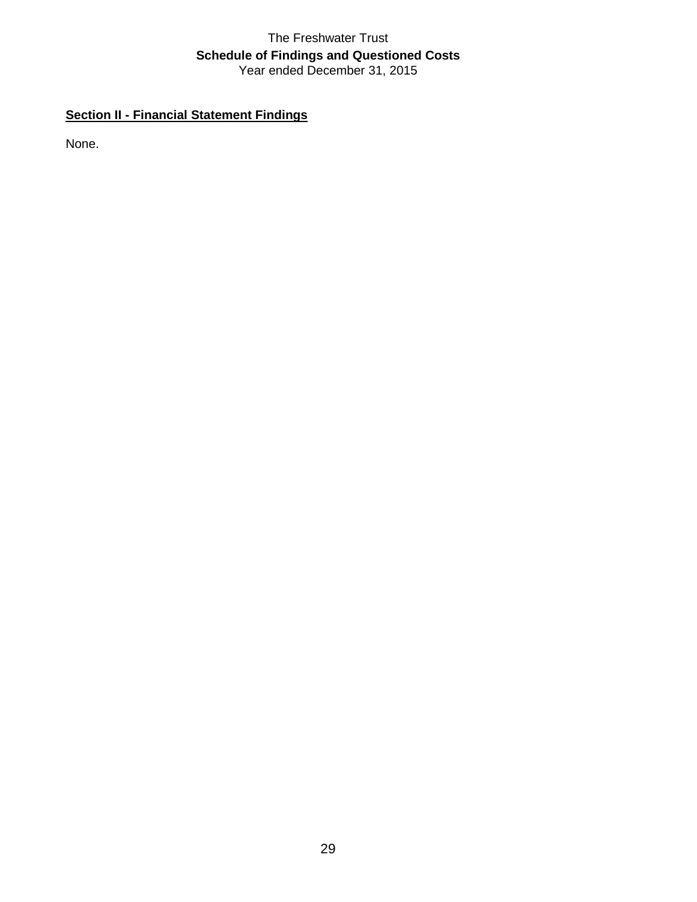The Freshwater Trust

**Schedule of Findings and Questioned Costs**

Year ended December 31, 2015

## Section II - Financial Statement Findings

None.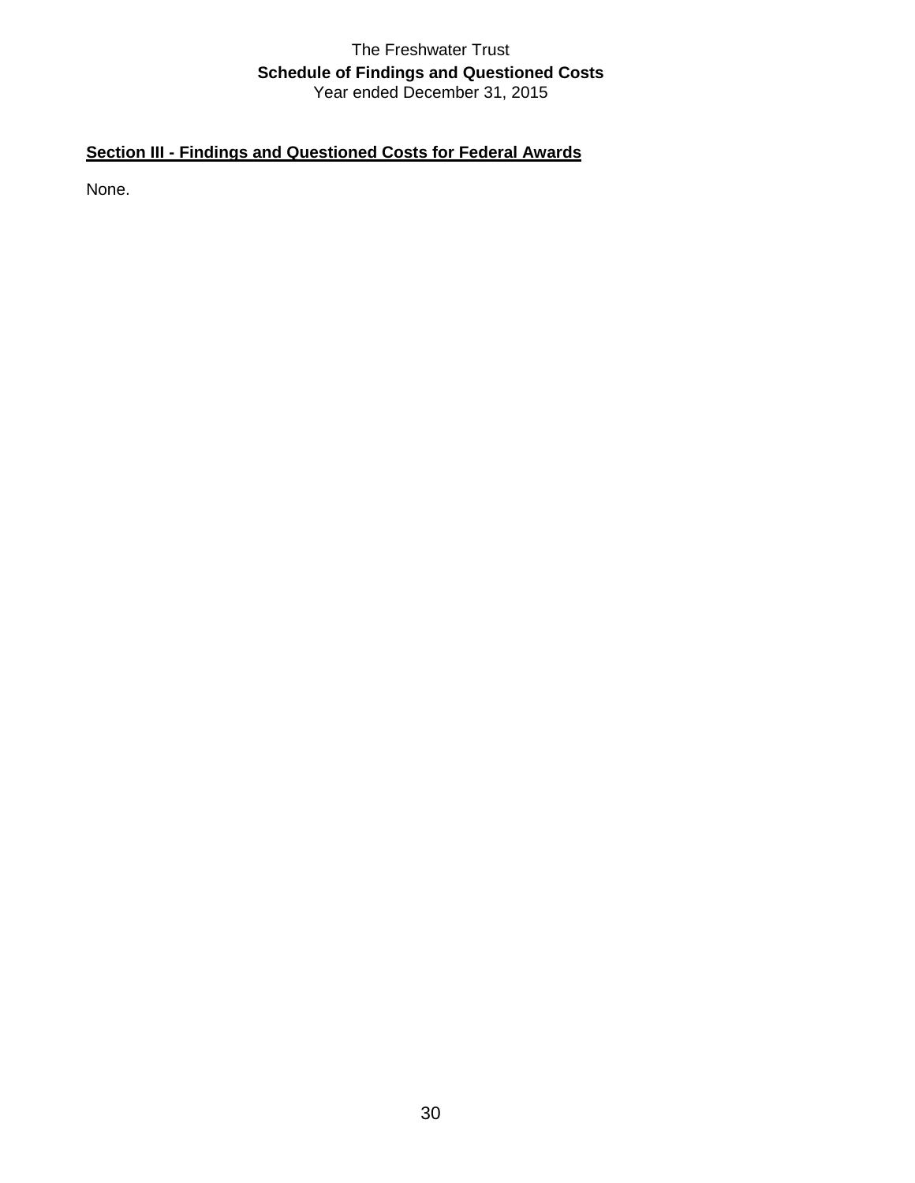The Freshwater Trust

**Schedule of Findings and Questioned Costs**

Year ended December 31, 2015

## Section III - Findings and Questioned Costs for Federal Awards

None.